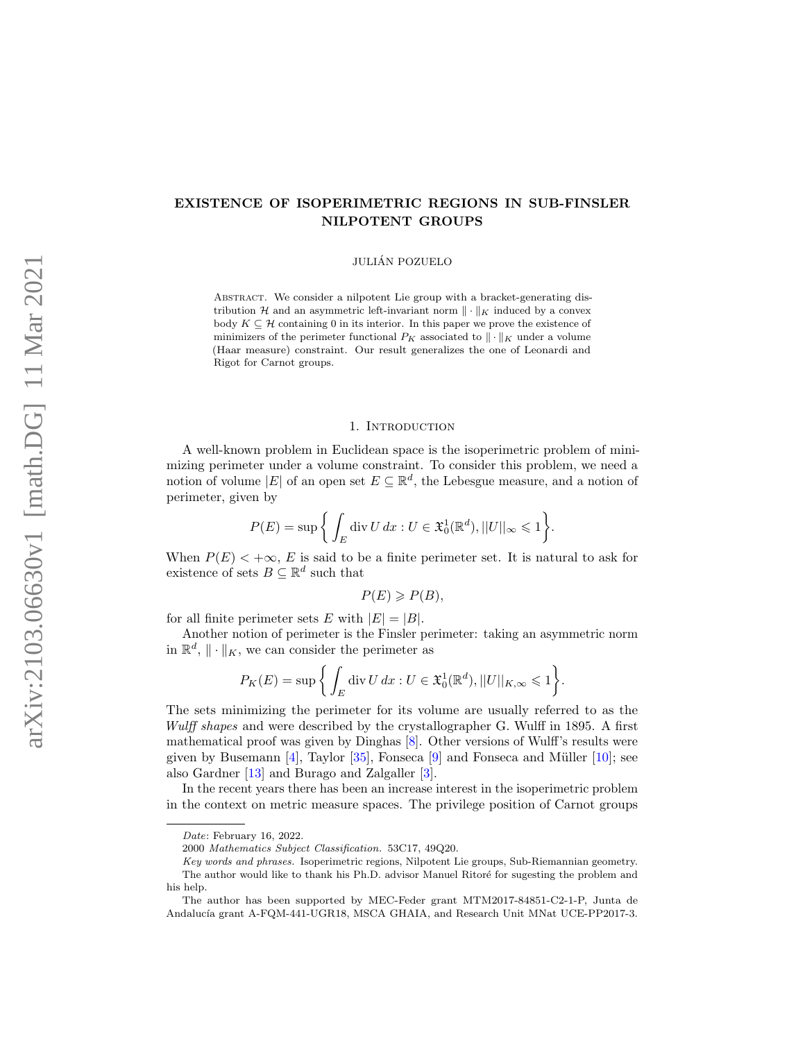# EXISTENCE OF ISOPERIMETRIC REGIONS IN SUB-FINSLER NILPOTENT GROUPS

JULIÁN POZUELO

Abstract. We consider a nilpotent Lie group with a bracket-generating distribution $\mathcal{H}$ and an asymmetric left-invariant norm $\|\cdot\|_K$ induced by a convex body $K \subseteq \mathcal{H}$ containing 0 in its interior. In this paper we prove the existence of minimizers of the perimeter functional $P_K$ associated to $\|\cdot\|_K$ under a volume (Haar measure) constraint. Our result generalizes the one of Leonardi and Rigot for Carnot groups.

## 1. Introduction

A well-known problem in Euclidean space is the isoperimetric problem of minimizing perimeter under a volume constraint. To consider this problem, we need a notion of volume $|E|$ of an open set $E \subseteq \mathbb{R}^d$, the Lebesgue measure, and a notion of perimeter, given by

$$P(E) = \sup\left\{ \int_E \operatorname{div} U \, dx : U \in \mathfrak{X}_0^1(\mathbb{R}^d), ||U||_\infty \leqslant 1 \right\}.$$

When $P(E) < +\infty$, $E$ is said to be a finite perimeter set. It is natural to ask for existence of sets $B \subseteq \mathbb{R}^d$ such that

$$P(E) \geqslant P(B),$$

for all finite perimeter sets $E$ with $|E| = |B|$.

Another notion of perimeter is the Finsler perimeter: taking an asymmetric norm in $\mathbb{R}^d$, $\|\cdot\|_K$, we can consider the perimeter as

$$P_K(E) = \sup\left\{ \int_E \operatorname{div} U \, dx : U \in \mathfrak{X}_0^1(\mathbb{R}^d), ||U||_{K,\infty} \leqslant 1 \right\}.$$

The sets minimizing the perimeter for its volume are usually referred to as the *Wulff shapes* and were described by the crystallographer G. Wulff in 1895. A first mathematical proof was given by Dinghas [8]. Other versions of Wulff's results were given by Busemann [4], Taylor [35], Fonseca [9] and Fonseca and Müller [10]; see also Gardner [13] and Burago and Zalgaller [3].

In the recent years there has been an increase interest in the isoperimetric problem in the context on metric measure spaces. The privilege position of Carnot groups

*Date*: February 16, 2022.

2000 *Mathematics Subject Classification.* 53C17, 49Q20.

*Key words and phrases.* Isoperimetric regions, Nilpotent Lie groups, Sub-Riemannian geometry.

The author would like to thank his Ph.D. advisor Manuel Ritoré for sugesting the problem and his help.

The author has been supported by MEC-Feder grant MTM2017-84851-C2-1-P, Junta de Andalucía grant A-FQM-441-UGR18, MSCA GHAIA, and Research Unit MNat UCE-PP2017-3.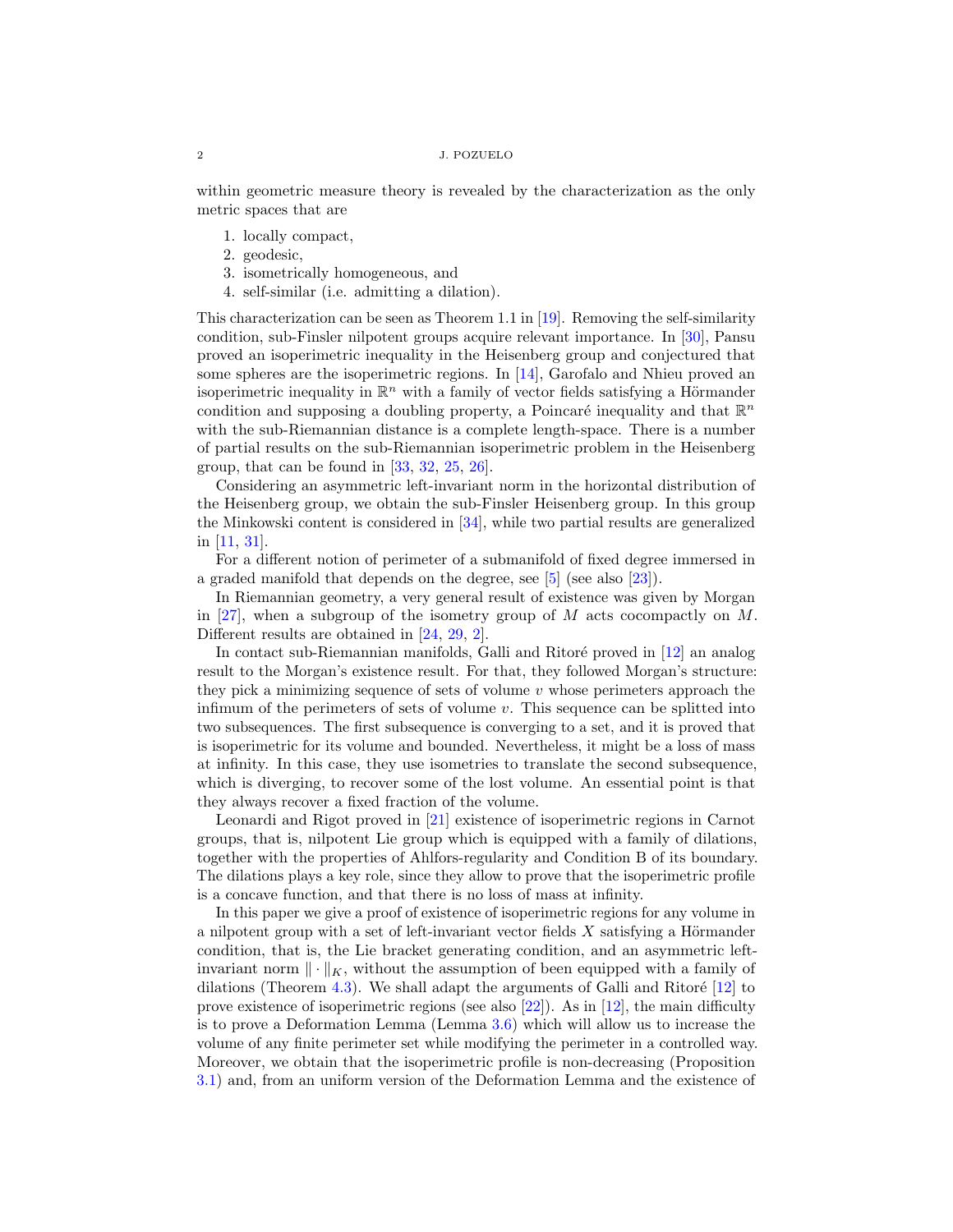within geometric measure theory is revealed by the characterization as the only metric spaces that are

1. locally compact,
2. geodesic,
3. isometrically homogeneous, and
4. self-similar (i.e. admitting a dilation).

This characterization can be seen as Theorem 1.1 in [19]. Removing the self-similarity condition, sub-Finsler nilpotent groups acquire relevant importance. In [30], Pansu proved an isoperimetric inequality in the Heisenberg group and conjectured that some spheres are the isoperimetric regions. In [14], Garofalo and Nhieu proved an isoperimetric inequality in $\mathbb{R}^n$ with a family of vector fields satisfying a Hörmander condition and supposing a doubling property, a Poincaré inequality and that $\mathbb{R}^n$ with the sub-Riemannian distance is a complete length-space. There is a number of partial results on the sub-Riemannian isoperimetric problem in the Heisenberg group, that can be found in [33, 32, 25, 26].

Considering an asymmetric left-invariant norm in the horizontal distribution of the Heisenberg group, we obtain the sub-Finsler Heisenberg group. In this group the Minkowski content is considered in [34], while two partial results are generalized in [11, 31].

For a different notion of perimeter of a submanifold of fixed degree immersed in a graded manifold that depends on the degree, see [5] (see also [23]).

In Riemannian geometry, a very general result of existence was given by Morgan in [27], when a subgroup of the isometry group of $M$ acts cocompactly on $M$. Different results are obtained in [24, 29, 2].

In contact sub-Riemannian manifolds, Galli and Ritoré proved in [12] an analog result to the Morgan's existence result. For that, they followed Morgan's structure: they pick a minimizing sequence of sets of volume $v$ whose perimeters approach the infimum of the perimeters of sets of volume $v$. This sequence can be splitted into two subsequences. The first subsequence is converging to a set, and it is proved that is isoperimetric for its volume and bounded. Nevertheless, it might be a loss of mass at infinity. In this case, they use isometries to translate the second subsequence, which is diverging, to recover some of the lost volume. An essential point is that they always recover a fixed fraction of the volume.

Leonardi and Rigot proved in [21] existence of isoperimetric regions in Carnot groups, that is, nilpotent Lie group which is equipped with a family of dilations, together with the properties of Ahlfors-regularity and Condition B of its boundary. The dilations plays a key role, since they allow to prove that the isoperimetric profile is a concave function, and that there is no loss of mass at infinity.

In this paper we give a proof of existence of isoperimetric regions for any volume in a nilpotent group with a set of left-invariant vector fields $X$ satisfying a Hörmander condition, that is, the Lie bracket generating condition, and an asymmetric left-invariant norm $\|\cdot\|_K$, without the assumption of been equipped with a family of dilations (Theorem 4.3). We shall adapt the arguments of Galli and Ritoré [12] to prove existence of isoperimetric regions (see also [22]). As in [12], the main difficulty is to prove a Deformation Lemma (Lemma 3.6) which will allow us to increase the volume of any finite perimeter set while modifying the perimeter in a controlled way. Moreover, we obtain that the isoperimetric profile is non-decreasing (Proposition 3.1) and, from an uniform version of the Deformation Lemma and the existence of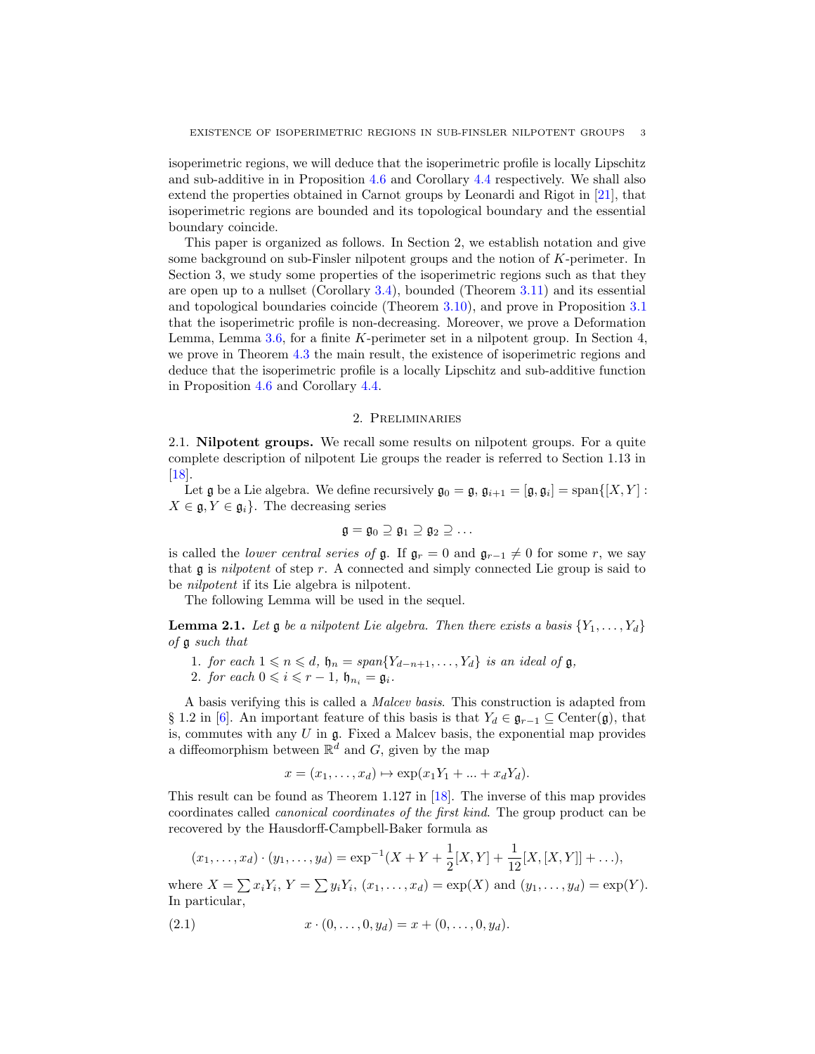isoperimetric regions, we will deduce that the isoperimetric profile is locally Lipschitz and sub-additive in in Proposition 4.6 and Corollary 4.4 respectively. We shall also extend the properties obtained in Carnot groups by Leonardi and Rigot in [21], that isoperimetric regions are bounded and its topological boundary and the essential boundary coincide.

This paper is organized as follows. In Section 2, we establish notation and give some background on sub-Finsler nilpotent groups and the notion of $K$-perimeter. In Section 3, we study some properties of the isoperimetric regions such as that they are open up to a nullset (Corollary 3.4), bounded (Theorem 3.11) and its essential and topological boundaries coincide (Theorem 3.10), and prove in Proposition 3.1 that the isoperimetric profile is non-decreasing. Moreover, we prove a Deformation Lemma, Lemma 3.6, for a finite $K$-perimeter set in a nilpotent group. In Section 4, we prove in Theorem 4.3 the main result, the existence of isoperimetric regions and deduce that the isoperimetric profile is a locally Lipschitz and sub-additive function in Proposition 4.6 and Corollary 4.4.

## 2. Preliminaries

**2.1. Nilpotent groups.** We recall some results on nilpotent groups. For a quite complete description of nilpotent Lie groups the reader is referred to Section 1.13 in [18].

Let $\mathfrak{g}$ be a Lie algebra. We define recursively $\mathfrak{g}_0 = \mathfrak{g}$, $\mathfrak{g}_{i+1} = [\mathfrak{g}, \mathfrak{g}_i] = \text{span}\{[X, Y] : X \in \mathfrak{g}, Y \in \mathfrak{g}_i\}$. The decreasing series

$$\mathfrak{g} = \mathfrak{g}_0 \supseteq \mathfrak{g}_1 \supseteq \mathfrak{g}_2 \supseteq \ldots$$

is called the *lower central series of* $\mathfrak{g}$. If $\mathfrak{g}_r = 0$ and $\mathfrak{g}_{r-1} \neq 0$ for some $r$, we say that $\mathfrak{g}$ is *nilpotent* of step $r$. A connected and simply connected Lie group is said to be *nilpotent* if its Lie algebra is nilpotent.

The following Lemma will be used in the sequel.

**Lemma 2.1.** *Let $\mathfrak{g}$ be a nilpotent Lie algebra. Then there exists a basis $\{Y_1, \ldots, Y_d\}$ of $\mathfrak{g}$ such that*

1. *for each $1 \leqslant n \leqslant d$, $\mathfrak{h}_n = span\{Y_{d-n+1}, \ldots, Y_d\}$ is an ideal of $\mathfrak{g}$,*
2. *for each $0 \leqslant i \leqslant r-1$, $\mathfrak{h}_{n_i} = \mathfrak{g}_i$.*

A basis verifying this is called a *Malcev basis*. This construction is adapted from § 1.2 in [6]. An important feature of this basis is that $Y_d \in \mathfrak{g}_{r-1} \subseteq \text{Center}(\mathfrak{g})$, that is, commutes with any $U$ in $\mathfrak{g}$. Fixed a Malcev basis, the exponential map provides a diffeomorphism between $\mathbb{R}^d$ and $G$, given by the map

$$x = (x_1, \ldots, x_d) \mapsto \exp(x_1 Y_1 + \ldots + x_d Y_d).$$

This result can be found as Theorem 1.127 in [18]. The inverse of this map provides coordinates called *canonical coordinates of the first kind*. The group product can be recovered by the Hausdorff-Campbell-Baker formula as

$$(x_1, \ldots, x_d) \cdot (y_1, \ldots, y_d) = \exp^{-1}(X + Y + \frac{1}{2}[X, Y] + \frac{1}{12}[X, [X, Y]] + \ldots),$$

where $X = \sum x_i Y_i$, $Y = \sum y_i Y_i$, $(x_1, \ldots, x_d) = \exp(X)$ and $(y_1, \ldots, y_d) = \exp(Y)$. In particular,

$$x \cdot (0, \ldots, 0, y_d) = x + (0, \ldots, 0, y_d). \tag{2.1}$$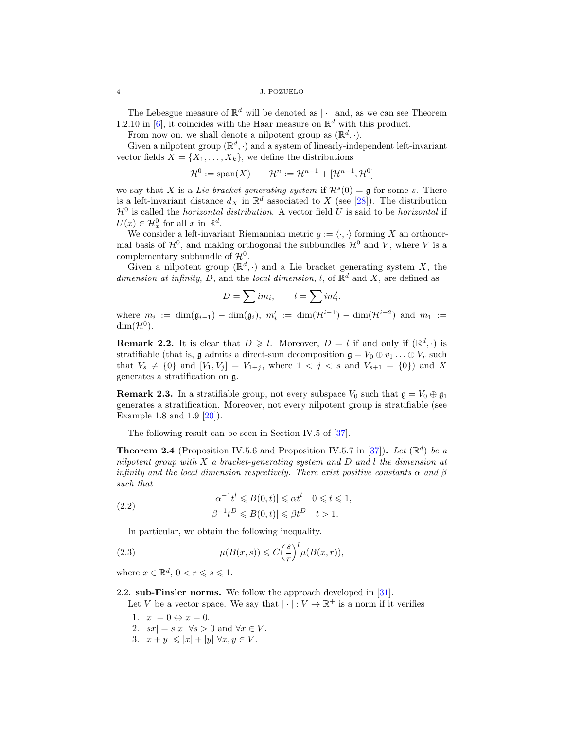The Lebesgue measure of $\mathbb{R}^d$ will be denoted as $|\cdot|$ and, as we can see Theorem 1.2.10 in [6], it coincides with the Haar measure on $\mathbb{R}^d$ with this product.

From now on, we shall denote a nilpotent group as $(\mathbb{R}^d, \cdot)$.

Given a nilpotent group $(\mathbb{R}^d, \cdot)$ and a system of linearly-independent left-invariant vector fields $X = \{X_1, \ldots, X_k\}$, we define the distributions

$$\mathcal{H}^0 := \operatorname{span}(X) \qquad \mathcal{H}^n := \mathcal{H}^{n-1} + [\mathcal{H}^{n-1}, \mathcal{H}^0]$$

we say that $X$ is a *Lie bracket generating system* if $\mathcal{H}^s(0) = \mathfrak{g}$ for some $s$. There is a left-invariant distance $d_X$ in $\mathbb{R}^d$ associated to $X$ (see [28]). The distribution $\mathcal{H}^0$ is called the *horizontal distribution*. A vector field $U$ is said to be *horizontal* if $U(x) \in \mathcal{H}^0_x$ for all $x$ in $\mathbb{R}^d$.

We consider a left-invariant Riemannian metric $g := \langle \cdot, \cdot \rangle$ forming $X$ an orthonormal basis of $\mathcal{H}^0$, and making orthogonal the subbundles $\mathcal{H}^0$ and $V$, where $V$ is a complementary subbundle of $\mathcal{H}^0$.

Given a nilpotent group $(\mathbb{R}^d, \cdot)$ and a Lie bracket generating system $X$, the *dimension at infinity*, $D$, and the *local dimension*, $l$, of $\mathbb{R}^d$ and $X$, are defined as

$$D = \sum i m_i, \qquad l = \sum i m_i'.$$

where $m_i := \dim(\mathfrak{g}_{i-1}) - \dim(\mathfrak{g}_i)$, $m_i' := \dim(\mathcal{H}^{i-1}) - \dim(\mathcal{H}^{i-2})$ and $m_1 := \dim(\mathcal{H}^0)$.

**Remark 2.2.** It is clear that $D \geqslant l$. Moreover, $D = l$ if and only if $(\mathbb{R}^d, \cdot)$ is stratifiable (that is, $\mathfrak{g}$ admits a direct-sum decomposition $\mathfrak{g} = V_0 \oplus v_1 \ldots \oplus V_r$ such that $V_s \neq \{0\}$ and $[V_1, V_j] = V_{1+j}$, where $1 < j < s$ and $V_{s+1} = \{0\}$) and $X$ generates a stratification on $\mathfrak{g}$.

**Remark 2.3.** In a stratifiable group, not every subspace $V_0$ such that $\mathfrak{g} = V_0 \oplus \mathfrak{g}_1$ generates a stratification. Moreover, not every nilpotent group is stratifiable (see Example 1.8 and 1.9 [20]).

The following result can be seen in Section IV.5 of [37].

**Theorem 2.4** (Proposition IV.5.6 and Proposition IV.5.7 in [37])**.** *Let $(\mathbb{R}^d)$ be a nilpotent group with $X$ a bracket-generating system and $D$ and $l$ the dimension at infinity and the local dimension respectively. There exist positive constants $\alpha$ and $\beta$ such that*

$$\begin{aligned} \alpha^{-1} t^l \leqslant & |B(0,t)| \leqslant \alpha t^l \quad 0 \leqslant t \leqslant 1, \\ \beta^{-1} t^D \leqslant & |B(0,t)| \leqslant \beta t^D \quad t > 1. \end{aligned} \tag{2.2}$$

In particular, we obtain the following inequality.

$$\mu(B(x,s)) \leqslant C\Big(\frac{s}{r}\Big)^l \mu(B(x,r)), \tag{2.3}$$

where $x \in \mathbb{R}^d$, $0 < r \leqslant s \leqslant 1$.

### 2.2. sub-Finsler norms.

We follow the approach developed in [31].

Let $V$ be a vector space. We say that $|\cdot| : V \to \mathbb{R}^+$ is a norm if it verifies

1. $|x| = 0 \Leftrightarrow x = 0$.
2. $|sx| = s|x|$ $\forall s > 0$ and $\forall x \in V$.
3. $|x + y| \leqslant |x| + |y|$ $\forall x, y \in V$.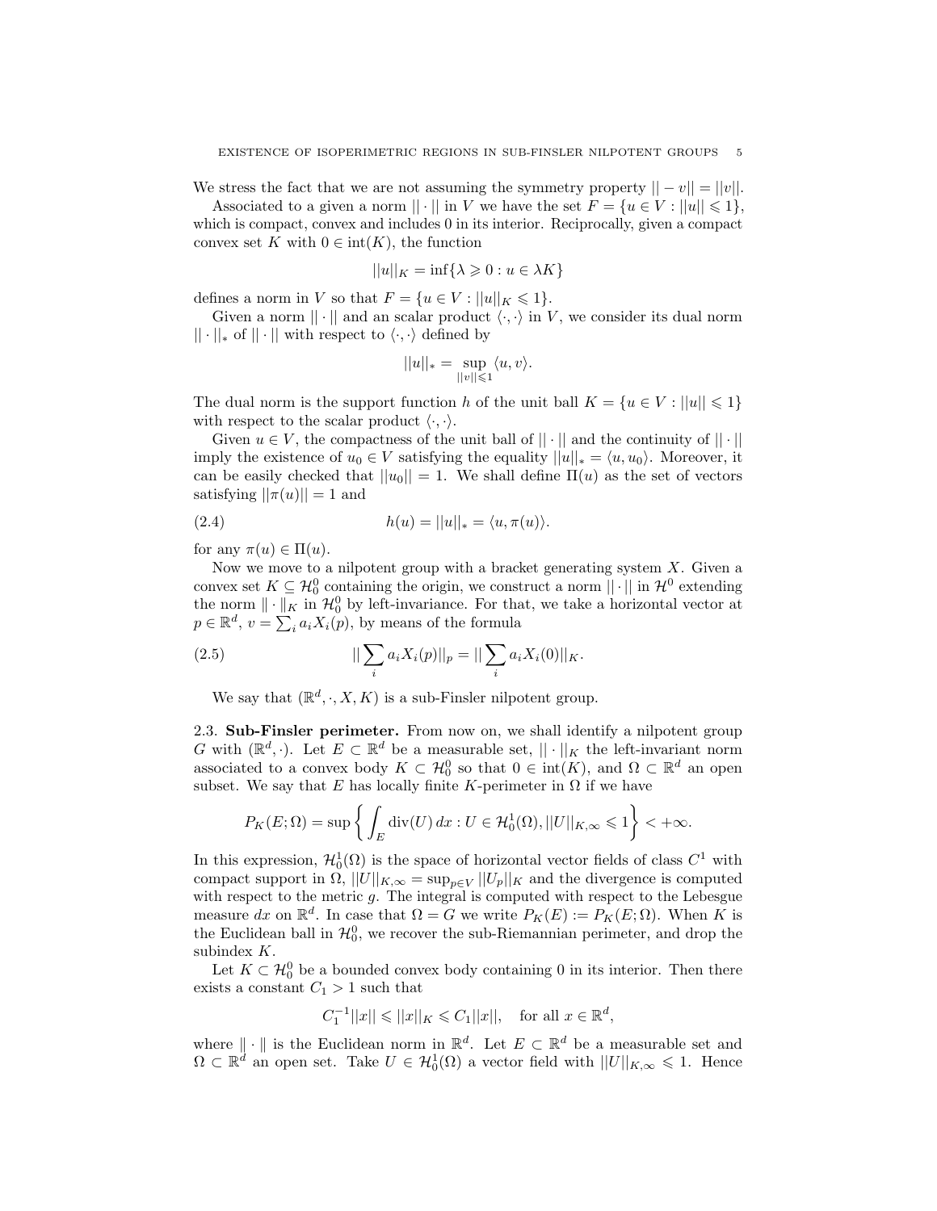We stress the fact that we are not assuming the symmetry property $||-v|| = ||v||$.

Associated to a given a norm $||\cdot||$ in $V$ we have the set $F = \{u \in V : ||u|| \leqslant 1\}$, which is compact, convex and includes 0 in its interior. Reciprocally, given a compact convex set $K$ with $0 \in \text{int}(K)$, the function

$$||u||_K = \inf\{\lambda \geqslant 0 : u \in \lambda K\}$$

defines a norm in $V$ so that $F = \{u \in V : ||u||_K \leqslant 1\}$.

Given a norm $||\cdot||$ and an scalar product $\langle \cdot, \cdot \rangle$ in $V$, we consider its dual norm $||\cdot||_*$ of $||\cdot||$ with respect to $\langle \cdot, \cdot \rangle$ defined by

$$||u||_* = \sup_{||v|| \leqslant 1} \langle u, v \rangle.$$

The dual norm is the support function $h$ of the unit ball $K = \{u \in V : ||u|| \leqslant 1\}$ with respect to the scalar product $\langle \cdot, \cdot \rangle$.

Given $u \in V$, the compactness of the unit ball of $||\cdot||$ and the continuity of $||\cdot||$ imply the existence of $u_0 \in V$ satisfying the equality $||u||_* = \langle u, u_0 \rangle$. Moreover, it can be easily checked that $||u_0|| = 1$. We shall define $\Pi(u)$ as the set of vectors satisfying $||\pi(u)|| = 1$ and

$$h(u) = ||u||_* = \langle u, \pi(u) \rangle. \tag{2.4}$$

for any $\pi(u) \in \Pi(u)$.

Now we move to a nilpotent group with a bracket generating system $X$. Given a convex set $K \subseteq \mathcal{H}_0^0$ containing the origin, we construct a norm $||\cdot||$ in $\mathcal{H}^0$ extending the norm $\|\cdot\|_K$ in $\mathcal{H}_0^0$ by left-invariance. For that, we take a horizontal vector at $p \in \mathbb{R}^d$, $v = \sum_i a_i X_i(p)$, by means of the formula

$$||\sum_i a_i X_i(p)||_p = ||\sum_i a_i X_i(0)||_K. \tag{2.5}$$

We say that $(\mathbb{R}^d, \cdot, X, K)$ is a sub-Finsler nilpotent group.

## 2.3. Sub-Finsler perimeter.

From now on, we shall identify a nilpotent group $G$ with $(\mathbb{R}^d, \cdot)$. Let $E \subset \mathbb{R}^d$ be a measurable set, $||\cdot||_K$ the left-invariant norm associated to a convex body $K \subset \mathcal{H}_0^0$ so that $0 \in \text{int}(K)$, and $\Omega \subset \mathbb{R}^d$ an open subset. We say that $E$ has locally finite $K$-perimeter in $\Omega$ if we have

$$P_K(E; \Omega) = \sup \left\{ \int_E \text{div}(U)\, dx : U \in \mathcal{H}_0^1(\Omega), ||U||_{K,\infty} \leqslant 1 \right\} < +\infty.$$

In this expression, $\mathcal{H}_0^1(\Omega)$ is the space of horizontal vector fields of class $C^1$ with compact support in $\Omega$, $||U||_{K,\infty} = \sup_{p \in V} ||U_p||_K$ and the divergence is computed with respect to the metric $g$. The integral is computed with respect to the Lebesgue measure $dx$ on $\mathbb{R}^d$. In case that $\Omega = G$ we write $P_K(E) := P_K(E; \Omega)$. When $K$ is the Euclidean ball in $\mathcal{H}_0^0$, we recover the sub-Riemannian perimeter, and drop the subindex $K$.

Let $K \subset \mathcal{H}_0^0$ be a bounded convex body containing 0 in its interior. Then there exists a constant $C_1 > 1$ such that

$$C_1^{-1}||x|| \leqslant ||x||_K \leqslant C_1||x||, \quad \text{for all } x \in \mathbb{R}^d,$$

where $\|\cdot\|$ is the Euclidean norm in $\mathbb{R}^d$. Let $E \subset \mathbb{R}^d$ be a measurable set and $\Omega \subset \mathbb{R}^d$ an open set. Take $U \in \mathcal{H}_0^1(\Omega)$ a vector field with $||U||_{K,\infty} \leqslant 1$. Hence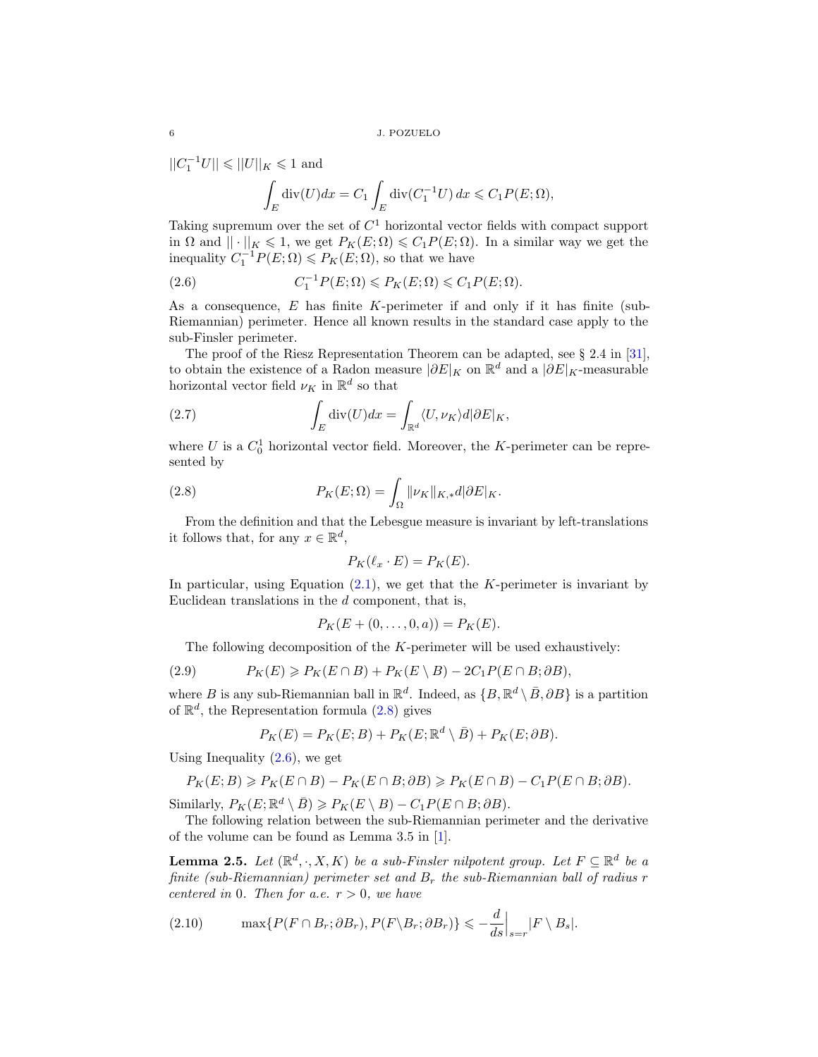$||C_1^{-1}U|| \leqslant ||U||_K \leqslant 1$ and

$$\int_E \operatorname{div}(U)dx = C_1 \int_E \operatorname{div}(C_1^{-1}U)\, dx \leqslant C_1 P(E;\Omega),$$

Taking supremum over the set of $C^1$ horizontal vector fields with compact support in $\Omega$ and $||\cdot||_K \leqslant 1$, we get $P_K(E;\Omega) \leqslant C_1 P(E;\Omega)$. In a similar way we get the inequality $C_1^{-1}P(E;\Omega) \leqslant P_K(E;\Omega)$, so that we have

$$C_1^{-1}P(E;\Omega) \leqslant P_K(E;\Omega) \leqslant C_1 P(E;\Omega). \tag{2.6}$$

As a consequence, $E$ has finite $K$-perimeter if and only if it has finite (sub-Riemannian) perimeter. Hence all known results in the standard case apply to the sub-Finsler perimeter.

The proof of the Riesz Representation Theorem can be adapted, see § 2.4 in [31], to obtain the existence of a Radon measure $|\partial E|_K$ on $\mathbb{R}^d$ and a $|\partial E|_K$-measurable horizontal vector field $\nu_K$ in $\mathbb{R}^d$ so that

$$\int_E \operatorname{div}(U)dx = \int_{\mathbb{R}^d} \langle U, \nu_K\rangle d|\partial E|_K, \tag{2.7}$$

where $U$ is a $C_0^1$ horizontal vector field. Moreover, the $K$-perimeter can be represented by

$$P_K(E;\Omega) = \int_\Omega \|\nu_K\|_{K,*} d|\partial E|_K. \tag{2.8}$$

From the definition and that the Lebesgue measure is invariant by left-translations it follows that, for any $x \in \mathbb{R}^d$,

$$P_K(\ell_x \cdot E) = P_K(E).$$

In particular, using Equation (2.1), we get that the $K$-perimeter is invariant by Euclidean translations in the $d$ component, that is,

$$P_K(E + (0,\dots,0,a)) = P_K(E).$$

The following decomposition of the $K$-perimeter will be used exhaustively:

$$P_K(E) \geqslant P_K(E\cap B) + P_K(E\setminus B) - 2C_1 P(E\cap B;\partial B), \tag{2.9}$$

where $B$ is any sub-Riemannian ball in $\mathbb{R}^d$. Indeed, as $\{B, \mathbb{R}^d\setminus \bar{B}, \partial B\}$ is a partition of $\mathbb{R}^d$, the Representation formula (2.8) gives

$$P_K(E) = P_K(E;B) + P_K(E;\mathbb{R}^d\setminus\bar{B}) + P_K(E;\partial B).$$

Using Inequality (2.6), we get

$$P_K(E;B) \geqslant P_K(E\cap B) - P_K(E\cap B;\partial B) \geqslant P_K(E\cap B) - C_1 P(E\cap B;\partial B).$$

Similarly, $P_K(E;\mathbb{R}^d\setminus\bar{B}) \geqslant P_K(E\setminus B) - C_1 P(E\cap B;\partial B)$.

The following relation between the sub-Riemannian perimeter and the derivative of the volume can be found as Lemma 3.5 in [1].

**Lemma 2.5.** *Let $(\mathbb{R}^d,\cdot,X,K)$ be a sub-Finsler nilpotent group. Let $F\subseteq\mathbb{R}^d$ be a finite (sub-Riemannian) perimeter set and $B_r$ the sub-Riemannian ball of radius $r$ centered in 0. Then for a.e. $r>0$, we have*

$$\max\{P(F\cap B_r;\partial B_r), P(F\setminus B_r;\partial B_r)\} \leqslant -\frac{d}{ds}\Big|_{s=r}|F\setminus B_s|. \tag{2.10}$$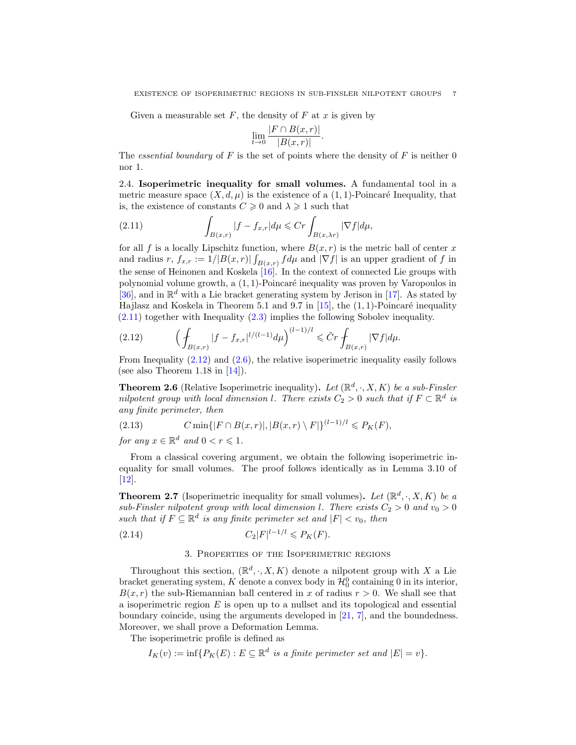Given a measurable set $F$, the density of $F$ at $x$ is given by

$$\lim_{t\to 0} \frac{|F\cap B(x,r)|}{|B(x,r)|}.$$

The *essential boundary* of $F$ is the set of points where the density of $F$ is neither 0 nor 1.

2.4. **Isoperimetric inequality for small volumes.** A fundamental tool in a metric measure space $(X, d, \mu)$ is the existence of a $(1,1)$-Poincaré Inequality, that is, the existence of constants $C \geqslant 0$ and $\lambda \geqslant 1$ such that

$$\int_{B(x,r)} |f - f_{x,r}| d\mu \leqslant Cr \int_{B(x,\lambda r)} |\nabla f| d\mu, \tag{2.11}$$

for all $f$ is a locally Lipschitz function, where $B(x,r)$ is the metric ball of center $x$ and radius $r$, $f_{x,r} := 1/|B(x,r)| \int_{B(x,r)} f d\mu$ and $|\nabla f|$ is an upper gradient of $f$ in the sense of Heinonen and Koskela [16]. In the context of connected Lie groups with polynomial volume growth, a $(1,1)$-Poincaré inequality was proven by Varopoulos in [36], and in $\mathbb{R}^d$ with a Lie bracket generating system by Jerison in [17]. As stated by Hajlasz and Koskela in Theorem 5.1 and 9.7 in [15], the $(1,1)$-Poincaré inequality (2.11) together with Inequality (2.3) implies the following Sobolev inequality.

$$\Big( \fint_{B(x,r)} |f - f_{x,r}|^{l/(l-1)} d\mu \Big)^{(l-1)/l} \leqslant \tilde{C} r \fint_{B(x,r)} |\nabla f| d\mu. \tag{2.12}$$

From Inequality (2.12) and (2.6), the relative isoperimetric inequality easily follows (see also Theorem 1.18 in [14]).

**Theorem 2.6** (Relative Isoperimetric inequality)**.** *Let $(\mathbb{R}^d, \cdot, X, K)$ be a sub-Finsler nilpotent group with local dimension $l$. There exists $C_2 > 0$ such that if $F \subset \mathbb{R}^d$ is any finite perimeter, then*

$$C \min\{|F\cap B(x,r)|, |B(x,r) \setminus F|\}^{(l-1)/l} \leqslant P_K(F), \tag{2.13}$$

*for any $x \in \mathbb{R}^d$ and $0 < r \leqslant 1$.*

From a classical covering argument, we obtain the following isoperimetric inequality for small volumes. The proof follows identically as in Lemma 3.10 of [12].

**Theorem 2.7** (Isoperimetric inequality for small volumes)**.** *Let $(\mathbb{R}^d, \cdot, X, K)$ be a sub-Finsler nilpotent group with local dimension $l$. There exists $C_2 > 0$ and $v_0 > 0$ such that if $F \subseteq \mathbb{R}^d$ is any finite perimeter set and $|F| < v_0$, then*

$$C_2 |F|^{l-1/l} \leqslant P_K(F). \tag{2.14}$$

## 3. Properties of the Isoperimetric regions

Throughout this section, $(\mathbb{R}^d, \cdot, X, K)$ denote a nilpotent group with $X$ a Lie bracket generating system, $K$ denote a convex body in $\mathcal{H}^0_0$ containing 0 in its interior, $B(x,r)$ the sub-Riemannian ball centered in $x$ of radius $r > 0$. We shall see that a isoperimetric region $E$ is open up to a nullset and its topological and essential boundary coincide, using the arguments developed in [21, 7], and the boundedness. Moreover, we shall prove a Deformation Lemma.

The isoperimetric profile is defined as

$$I_K(v) := \inf\{P_K(E) : E \subseteq \mathbb{R}^d \text{ is a finite perimeter set and } |E| = v\}.$$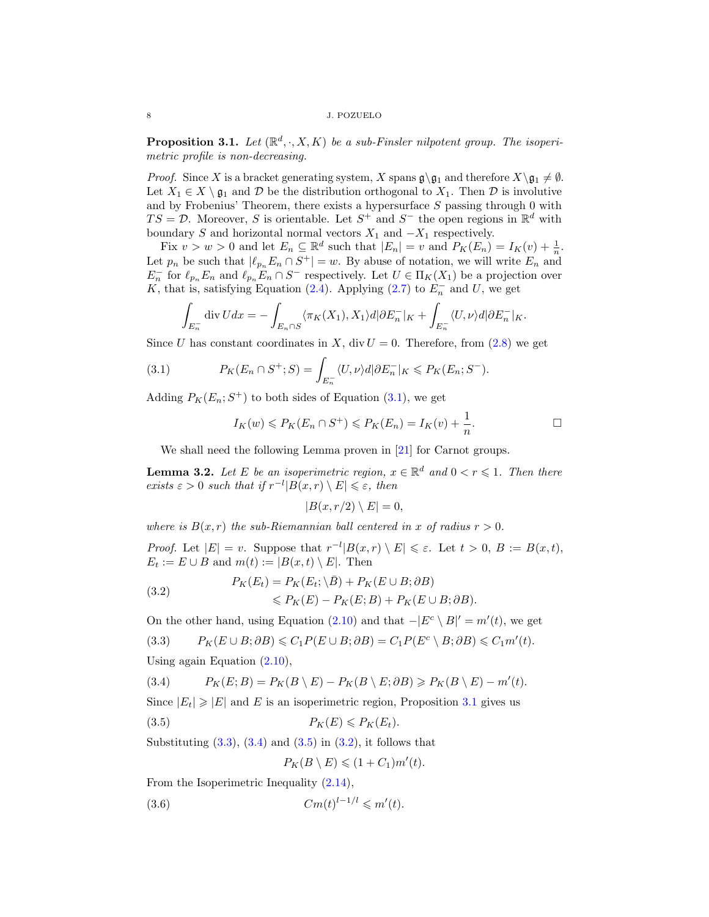**Proposition 3.1.** *Let $(\mathbb{R}^d, \cdot, X, K)$ be a sub-Finsler nilpotent group. The isoperimetric profile is non-decreasing.*

*Proof.* Since $X$ is a bracket generating system, $X$ spans $\mathfrak{g}\backslash\mathfrak{g}_1$ and therefore $X\backslash\mathfrak{g}_1 \neq \emptyset$. Let $X_1 \in X \setminus \mathfrak{g}_1$ and $\mathcal{D}$ be the distribution orthogonal to $X_1$. Then $\mathcal{D}$ is involutive and by Frobenius' Theorem, there exists a hypersurface $S$ passing through 0 with $TS = \mathcal{D}$. Moreover, $S$ is orientable. Let $S^+$ and $S^-$ the open regions in $\mathbb{R}^d$ with boundary $S$ and horizontal normal vectors $X_1$ and $-X_1$ respectively.

Fix $v > w > 0$ and let $E_n \subseteq \mathbb{R}^d$ such that $|E_n| = v$ and $P_K(E_n) = I_K(v) + \frac{1}{n}$. Let $p_n$ be such that $|\ell_{p_n} E_n \cap S^+| = w$. By abuse of notation, we will write $E_n$ and $E_n^-$ for $\ell_{p_n} E_n$ and $\ell_{p_n} E_n \cap S^-$ respectively. Let $U \in \Pi_K(X_1)$ be a projection over $K$, that is, satisfying Equation (2.4). Applying (2.7) to $E_n^-$ and $U$, we get

$$\int_{E_n^-} \operatorname{div} U dx = -\int_{E_n \cap S} \langle \pi_K(X_1), X_1 \rangle d|\partial E_n^-|_K + \int_{E_n^-} \langle U, \nu \rangle d|\partial E_n^-|_K.$$

Since $U$ has constant coordinates in $X$, $\operatorname{div} U = 0$. Therefore, from (2.8) we get

$$P_K(E_n \cap S^+; S) = \int_{E_n^-} \langle U, \nu \rangle d|\partial E_n^-|_K \leqslant P_K(E_n; S^-). \tag{3.1}$$

Adding $P_K(E_n; S^+)$ to both sides of Equation (3.1), we get

$$I_K(w) \leqslant P_K(E_n \cap S^+) \leqslant P_K(E_n) = I_K(v) + \frac{1}{n}. \qquad \square$$

We shall need the following Lemma proven in [21] for Carnot groups.

**Lemma 3.2.** *Let $E$ be an isoperimetric region, $x \in \mathbb{R}^d$ and $0 < r \leqslant 1$. Then there exists $\varepsilon > 0$ such that if $r^{-l}|B(x,r) \setminus E| \leqslant \varepsilon$, then*

$$|B(x, r/2) \setminus E| = 0,$$

*where is $B(x,r)$ the sub-Riemannian ball centered in $x$ of radius $r > 0$.*

*Proof.* Let $|E| = v$. Suppose that $r^{-l}|B(x,r) \setminus E| \leqslant \varepsilon$. Let $t > 0$, $B := B(x,t)$, $E_t := E \cup B$ and $m(t) := |B(x,t) \setminus E|$. Then

$$\begin{aligned} P_K(E_t) &= P_K(E_t; \backslash \bar{B}) + P_K(E \cup B; \partial B) \\ &\leqslant P_K(E) - P_K(E; B) + P_K(E \cup B; \partial B). \end{aligned} \tag{3.2}$$

On the other hand, using Equation (2.10) and that $-|E^c \setminus B|' = m'(t)$, we get

$$P_K(E \cup B; \partial B) \leqslant C_1 P(E \cup B; \partial B) = C_1 P(E^c \setminus B; \partial B) \leqslant C_1 m'(t). \tag{3.3}$$

Using again Equation (2.10),

$$P_K(E; B) = P_K(B \setminus E) - P_K(B \setminus E; \partial B) \geqslant P_K(B \setminus E) - m'(t). \tag{3.4}$$

Since $|E_t| \geqslant |E|$ and $E$ is an isoperimetric region, Proposition 3.1 gives us

$$P_K(E) \leqslant P_K(E_t). \tag{3.5}$$

Substituting (3.3), (3.4) and (3.5) in (3.2), it follows that

$$P_K(B \setminus E) \leqslant (1 + C_1) m'(t).$$

From the Isoperimetric Inequality (2.14),

$$C m(t)^{l - 1/l} \leqslant m'(t). \tag{3.6}$$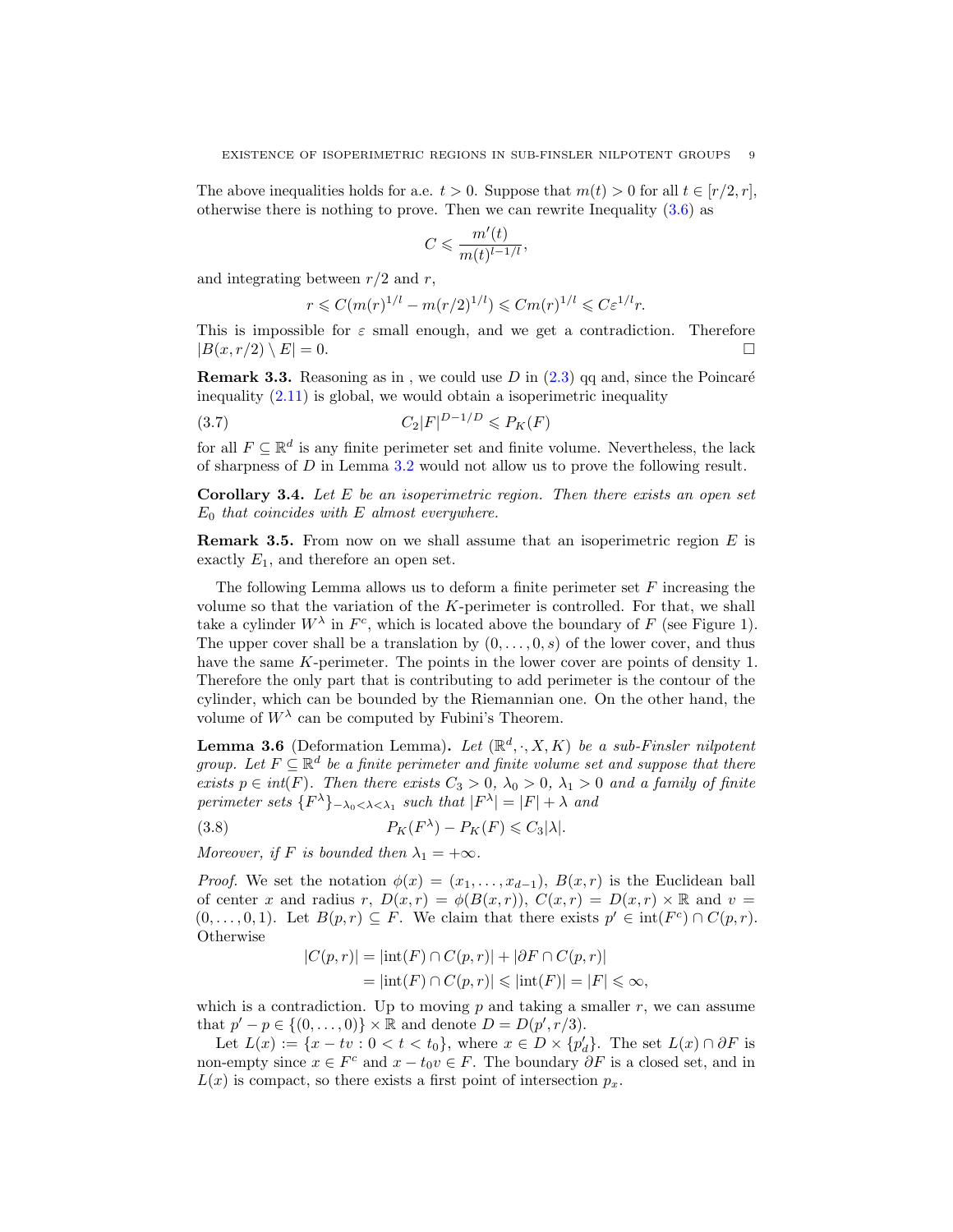The above inequalities holds for a.e. $t > 0$. Suppose that $m(t) > 0$ for all $t \in [r/2, r]$, otherwise there is nothing to prove. Then we can rewrite Inequality (3.6) as

$$C \leqslant \frac{m'(t)}{m(t)^{l-1/l}},$$

and integrating between $r/2$ and $r$,

$$r \leqslant C(m(r)^{1/l} - m(r/2)^{1/l}) \leqslant Cm(r)^{1/l} \leqslant C\varepsilon^{1/l} r.$$

This is impossible for $\varepsilon$ small enough, and we get a contradiction. Therefore $|B(x, r/2) \setminus E| = 0$. $\square$

**Remark 3.3.** Reasoning as in , we could use $D$ in (2.3) qq and, since the Poincaré inequality (2.11) is global, we would obtain a isoperimetric inequality

$$C_2|F|^{D-1/D} \leqslant P_K(F) \tag{3.7}$$

for all $F \subseteq \mathbb{R}^d$ is any finite perimeter set and finite volume. Nevertheless, the lack of sharpness of $D$ in Lemma 3.2 would not allow us to prove the following result.

**Corollary 3.4.** *Let $E$ be an isoperimetric region. Then there exists an open set $E_0$ that coincides with $E$ almost everywhere.*

**Remark 3.5.** From now on we shall assume that an isoperimetric region $E$ is exactly $E_1$, and therefore an open set.

The following Lemma allows us to deform a finite perimeter set $F$ increasing the volume so that the variation of the $K$-perimeter is controlled. For that, we shall take a cylinder $W^\lambda$ in $F^c$, which is located above the boundary of $F$ (see Figure 1). The upper cover shall be a translation by $(0, \ldots, 0, s)$ of the lower cover, and thus have the same $K$-perimeter. The points in the lower cover are points of density 1. Therefore the only part that is contributing to add perimeter is the contour of the cylinder, which can be bounded by the Riemannian one. On the other hand, the volume of $W^\lambda$ can be computed by Fubini's Theorem.

**Lemma 3.6** (Deformation Lemma)**.** *Let $(\mathbb{R}^d, \cdot, X, K)$ be a sub-Finsler nilpotent group. Let $F \subseteq \mathbb{R}^d$ be a finite perimeter and finite volume set and suppose that there exists $p \in int(F)$. Then there exists $C_3 > 0$, $\lambda_0 > 0$, $\lambda_1 > 0$ and a family of finite perimeter sets $\{F^\lambda\}_{-\lambda_0<\lambda<\lambda_1}$ such that $|F^\lambda| = |F| + \lambda$ and*

$$P_K(F^\lambda) - P_K(F) \leqslant C_3|\lambda|. \tag{3.8}$$

*Moreover, if $F$ is bounded then $\lambda_1 = +\infty$.*

*Proof.* We set the notation $\phi(x) = (x_1, \ldots, x_{d-1})$, $B(x, r)$ is the Euclidean ball of center $x$ and radius $r$, $D(x, r) = \phi(B(x, r))$, $C(x, r) = D(x, r) \times \mathbb{R}$ and $v = (0, \ldots, 0, 1)$. Let $B(p, r) \subseteq F$. We claim that there exists $p' \in \text{int}(F^c) \cap C(p, r)$. Otherwise

$$\begin{aligned}|C(p, r)| &= |\text{int}(F) \cap C(p, r)| + |\partial F \cap C(p, r)| \\ &= |\text{int}(F) \cap C(p, r)| \leqslant |\text{int}(F)| = |F| \leqslant \infty,\end{aligned}$$

which is a contradiction. Up to moving $p$ and taking a smaller $r$, we can assume that $p' - p \in \{(0, \ldots, 0)\} \times \mathbb{R}$ and denote $D = D(p', r/3)$.

Let $L(x) := \{x - tv : 0 < t < t_0\}$, where $x \in D \times \{p'_d\}$. The set $L(x) \cap \partial F$ is non-empty since $x \in F^c$ and $x - t_0 v \in F$. The boundary $\partial F$ is a closed set, and in $L(x)$ is compact, so there exists a first point of intersection $p_x$.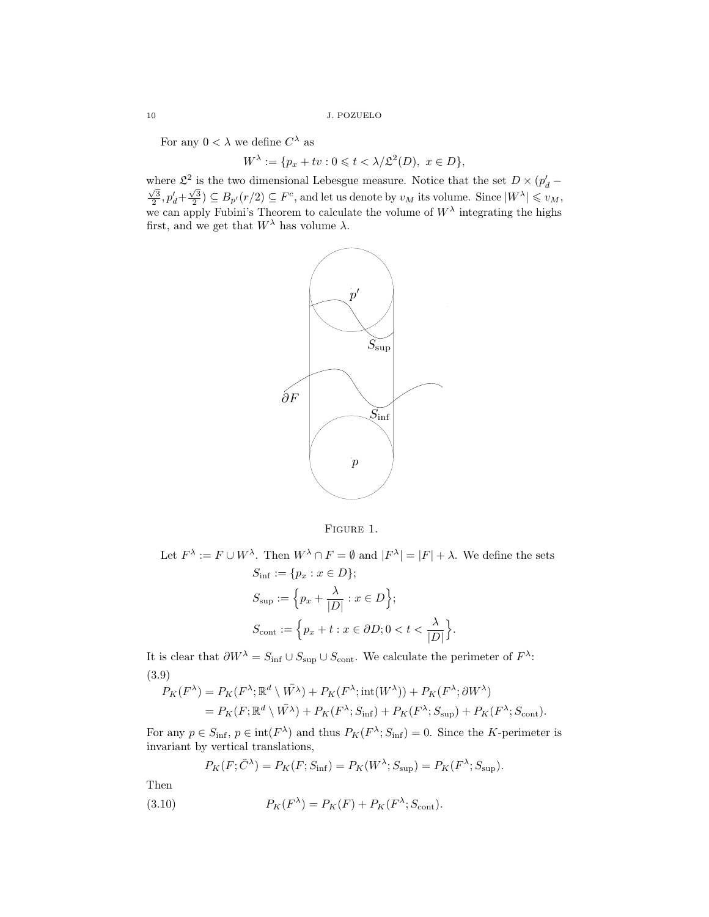For any $0 < \lambda$ we define $C^\lambda$ as

$$W^\lambda := \{p_x + tv : 0 \leqslant t < \lambda/\mathfrak{L}^2(D),\ x \in D\},$$

where $\mathfrak{L}^2$ is the two dimensional Lebesgue measure. Notice that the set $D \times (p'_d - \frac{\sqrt{3}}{2}, p'_d + \frac{\sqrt{3}}{2}) \subseteq B_{p'}(r/2) \subseteq F^c$, and let us denote by $v_M$ its volume. Since $|W^\lambda| \leqslant v_M$, we can apply Fubini's Theorem to calculate the volume of $W^\lambda$ integrating the highs first, and we get that $W^\lambda$ has volume $\lambda$.

Figure 1.

Let $F^\lambda := F \cup W^\lambda$. Then $W^\lambda \cap F = \emptyset$ and $|F^\lambda| = |F| + \lambda$. We define the sets

$$S_{\mathrm{inf}} := \{p_x : x \in D\};$$

$$S_{\mathrm{sup}} := \Big\{p_x + \frac{\lambda}{|D|} : x \in D\Big\};$$

$$S_{\mathrm{cont}} := \Big\{p_x + t : x \in \partial D; 0 < t < \frac{\lambda}{|D|}\Big\}.$$

It is clear that $\partial W^\lambda = S_{\mathrm{inf}} \cup S_{\mathrm{sup}} \cup S_{\mathrm{cont}}$. We calculate the perimeter of $F^\lambda$:

(3.9)

$$\begin{aligned} P_K(F^\lambda) &= P_K(F^\lambda; \mathbb{R}^d \setminus \bar{W^\lambda}) + P_K(F^\lambda; \mathrm{int}(W^\lambda)) + P_K(F^\lambda; \partial W^\lambda) \\ &= P_K(F; \mathbb{R}^d \setminus \bar{W^\lambda}) + P_K(F^\lambda; S_{\mathrm{inf}}) + P_K(F^\lambda; S_{\mathrm{sup}}) + P_K(F^\lambda; S_{\mathrm{cont}}). \end{aligned}$$

For any $p \in S_{\mathrm{inf}}$, $p \in \mathrm{int}(F^\lambda)$ and thus $P_K(F^\lambda; S_{\mathrm{inf}}) = 0$. Since the $K$-perimeter is invariant by vertical translations,

$$P_K(F; \bar{C}^\lambda) = P_K(F; S_{\mathrm{inf}}) = P_K(W^\lambda; S_{\mathrm{sup}}) = P_K(F^\lambda; S_{\mathrm{sup}}).$$

Then

$$P_K(F^\lambda) = P_K(F) + P_K(F^\lambda; S_{\mathrm{cont}}). \tag{3.10}$$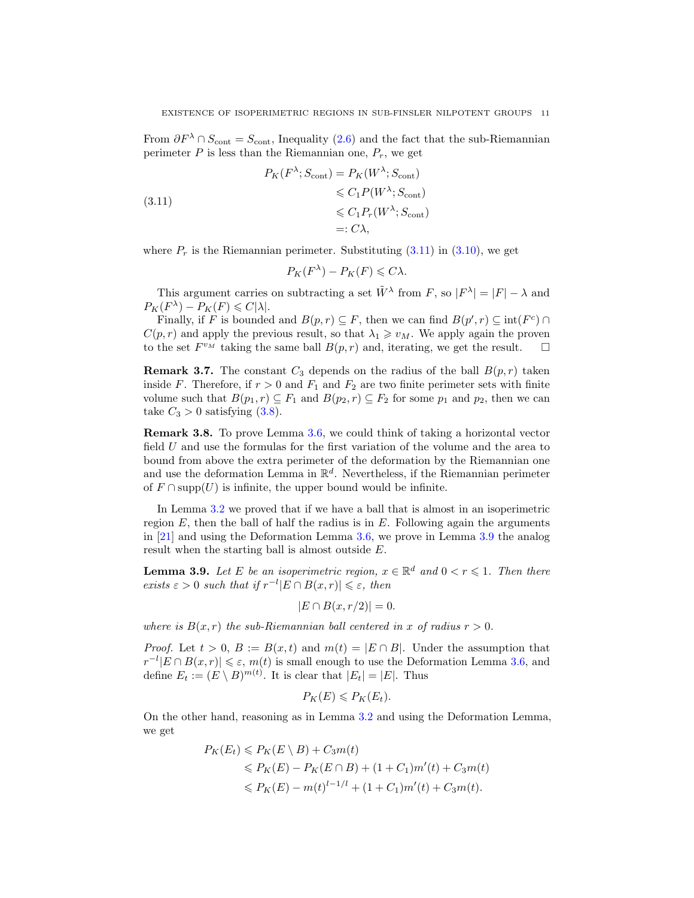From $\partial F^\lambda \cap S_{\text{cont}} = S_{\text{cont}}$, Inequality (2.6) and the fact that the sub-Riemannian perimeter $P$ is less than the Riemannian one, $P_r$, we get

$$
\begin{aligned}
P_K(F^\lambda; S_{\text{cont}}) &= P_K(W^\lambda; S_{\text{cont}}) \\
&\leqslant C_1 P(W^\lambda; S_{\text{cont}}) \\
&\leqslant C_1 P_r(W^\lambda; S_{\text{cont}}) \\
&=: C\lambda,
\end{aligned} \tag{3.11}
$$

where $P_r$ is the Riemannian perimeter. Substituting (3.11) in (3.10), we get

$$P_K(F^\lambda) - P_K(F) \leqslant C\lambda.$$

This argument carries on subtracting a set $\tilde{W}^\lambda$ from $F$, so $|F^\lambda| = |F| - \lambda$ and $P_K(F^\lambda) - P_K(F) \leqslant C|\lambda|$.

Finally, if $F$ is bounded and $B(p,r) \subseteq F$, then we can find $B(p',r) \subseteq \text{int}(F^c) \cap C(p,r)$ and apply the previous result, so that $\lambda_1 \geqslant v_M$. We apply again the proven to the set $F^{v_M}$ taking the same ball $B(p,r)$ and, iterating, we get the result. $\square$

**Remark 3.7.** The constant $C_3$ depends on the radius of the ball $B(p,r)$ taken inside $F$. Therefore, if $r > 0$ and $F_1$ and $F_2$ are two finite perimeter sets with finite volume such that $B(p_1,r) \subseteq F_1$ and $B(p_2,r) \subseteq F_2$ for some $p_1$ and $p_2$, then we can take $C_3 > 0$ satisfying (3.8).

**Remark 3.8.** To prove Lemma 3.6, we could think of taking a horizontal vector field $U$ and use the formulas for the first variation of the volume and the area to bound from above the extra perimeter of the deformation by the Riemannian one and use the deformation Lemma in $\mathbb{R}^d$. Nevertheless, if the Riemannian perimeter of $F \cap \text{supp}(U)$ is infinite, the upper bound would be infinite.

In Lemma 3.2 we proved that if we have a ball that is almost in an isoperimetric region $E$, then the ball of half the radius is in $E$. Following again the arguments in [21] and using the Deformation Lemma 3.6, we prove in Lemma 3.9 the analog result when the starting ball is almost outside $E$.

**Lemma 3.9.** *Let $E$ be an isoperimetric region, $x \in \mathbb{R}^d$ and $0 < r \leqslant 1$. Then there exists $\varepsilon > 0$ such that if $r^{-l}|E \cap B(x,r)| \leqslant \varepsilon$, then*

$$|E \cap B(x, r/2)| = 0.$$

*where is $B(x,r)$ the sub-Riemannian ball centered in $x$ of radius $r > 0$.*

*Proof.* Let $t > 0$, $B := B(x,t)$ and $m(t) = |E \cap B|$. Under the assumption that $r^{-l}|E \cap B(x,r)| \leqslant \varepsilon$, $m(t)$ is small enough to use the Deformation Lemma 3.6, and define $E_t := (E \setminus B)^{m(t)}$. It is clear that $|E_t| = |E|$. Thus

$$P_K(E) \leqslant P_K(E_t).$$

On the other hand, reasoning as in Lemma 3.2 and using the Deformation Lemma, we get

$$
\begin{aligned}
P_K(E_t) &\leqslant P_K(E \setminus B) + C_3 m(t) \\
&\leqslant P_K(E) - P_K(E \cap B) + (1 + C_1) m'(t) + C_3 m(t) \\
&\leqslant P_K(E) - m(t)^{l-1/l} + (1 + C_1) m'(t) + C_3 m(t).
\end{aligned}
$$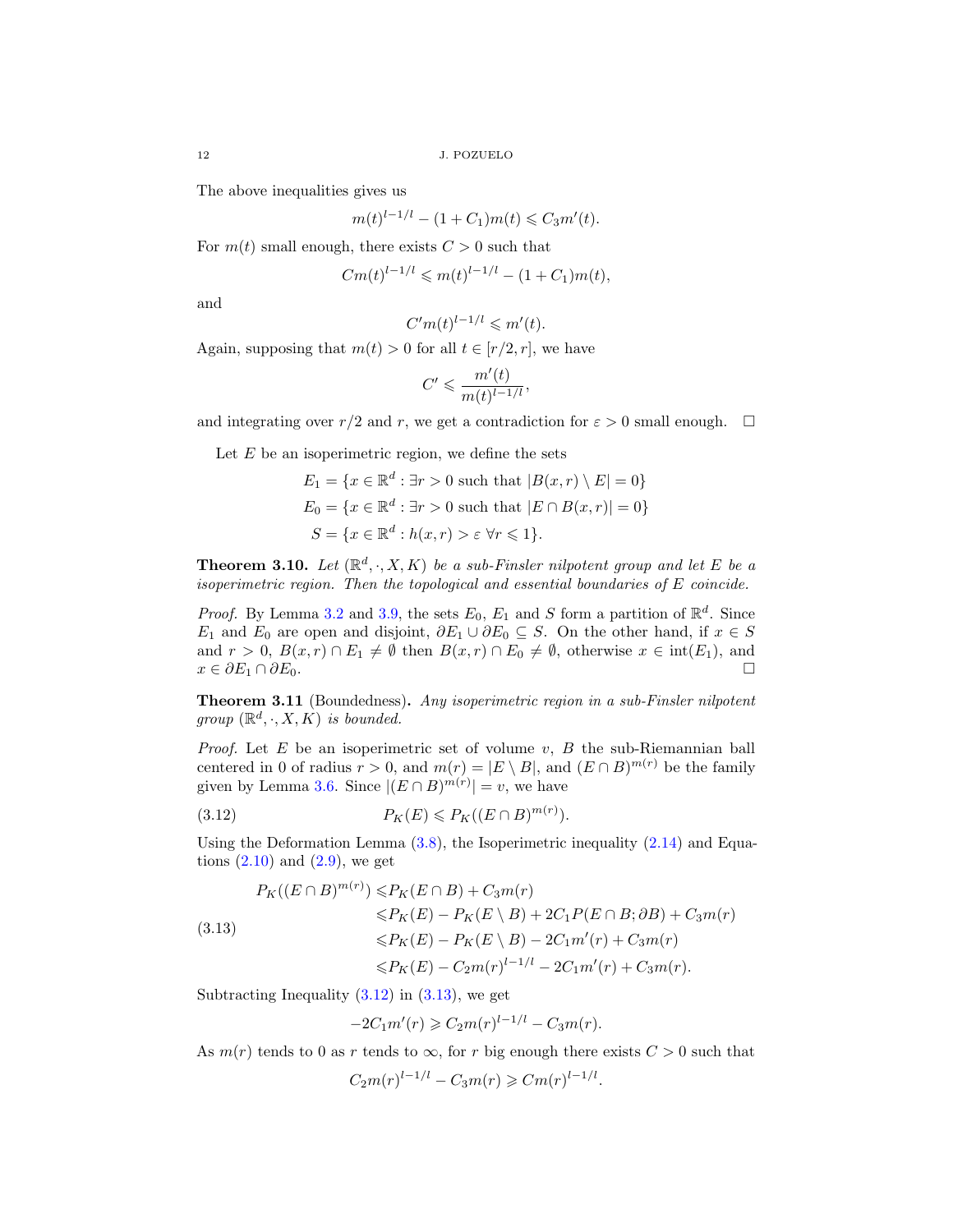The above inequalities gives us

$$m(t)^{l-1/l} - (1+C_1)m(t) \leqslant C_3 m'(t).$$

For $m(t)$ small enough, there exists $C > 0$ such that

$$Cm(t)^{l-1/l} \leqslant m(t)^{l-1/l} - (1+C_1)m(t),$$

and

$$C' m(t)^{l-1/l} \leqslant m'(t).$$

Again, supposing that $m(t) > 0$ for all $t \in [r/2, r]$, we have

$$C' \leqslant \frac{m'(t)}{m(t)^{l-1/l}},$$

and integrating over $r/2$ and $r$, we get a contradiction for $\varepsilon > 0$ small enough. $\square$

Let $E$ be an isoperimetric region, we define the sets

$$\begin{aligned}
E_1 &= \{x \in \mathbb{R}^d : \exists r > 0 \text{ such that } |B(x,r) \setminus E| = 0\} \\
E_0 &= \{x \in \mathbb{R}^d : \exists r > 0 \text{ such that } |E \cap B(x,r)| = 0\} \\
S &= \{x \in \mathbb{R}^d : h(x,r) > \varepsilon \ \forall r \leqslant 1\}.
\end{aligned}$$

**Theorem 3.10.** *Let $(\mathbb{R}^d, \cdot, X, K)$ be a sub-Finsler nilpotent group and let $E$ be a isoperimetric region. Then the topological and essential boundaries of $E$ coincide.*

*Proof.* By Lemma 3.2 and 3.9, the sets $E_0$, $E_1$ and $S$ form a partition of $\mathbb{R}^d$. Since $E_1$ and $E_0$ are open and disjoint, $\partial E_1 \cup \partial E_0 \subseteq S$. On the other hand, if $x \in S$ and $r > 0$, $B(x,r) \cap E_1 \neq \emptyset$ then $B(x,r) \cap E_0 \neq \emptyset$, otherwise $x \in \operatorname{int}(E_1)$, and $x \in \partial E_1 \cap \partial E_0$. $\square$

**Theorem 3.11** (Boundedness)**.** *Any isoperimetric region in a sub-Finsler nilpotent group $(\mathbb{R}^d, \cdot, X, K)$ is bounded.*

*Proof.* Let $E$ be an isoperimetric set of volume $v$, $B$ the sub-Riemannian ball centered in $0$ of radius $r > 0$, and $m(r) = |E \setminus B|$, and $(E \cap B)^{m(r)}$ be the family given by Lemma 3.6. Since $|(E \cap B)^{m(r)}| = v$, we have

$$P_K(E) \leqslant P_K((E \cap B)^{m(r)}). \tag{3.12}$$

Using the Deformation Lemma (3.8), the Isoperimetric inequality (2.14) and Equations (2.10) and (2.9), we get

$$\begin{aligned}
P_K((E \cap B)^{m(r)}) &\leqslant P_K(E \cap B) + C_3 m(r) \\
&\leqslant P_K(E) - P_K(E \setminus B) + 2C_1 P(E \cap B; \partial B) + C_3 m(r) \\
&\leqslant P_K(E) - P_K(E \setminus B) - 2C_1 m'(r) + C_3 m(r) \\
&\leqslant P_K(E) - C_2 m(r)^{l-1/l} - 2C_1 m'(r) + C_3 m(r).
\end{aligned} \tag{3.13}$$

Subtracting Inequality (3.12) in (3.13), we get

$$-2C_1 m'(r) \geqslant C_2 m(r)^{l-1/l} - C_3 m(r).$$

As $m(r)$ tends to $0$ as $r$ tends to $\infty$, for $r$ big enough there exists $C > 0$ such that

$$C_2 m(r)^{l-1/l} - C_3 m(r) \geqslant C m(r)^{l-1/l}.$$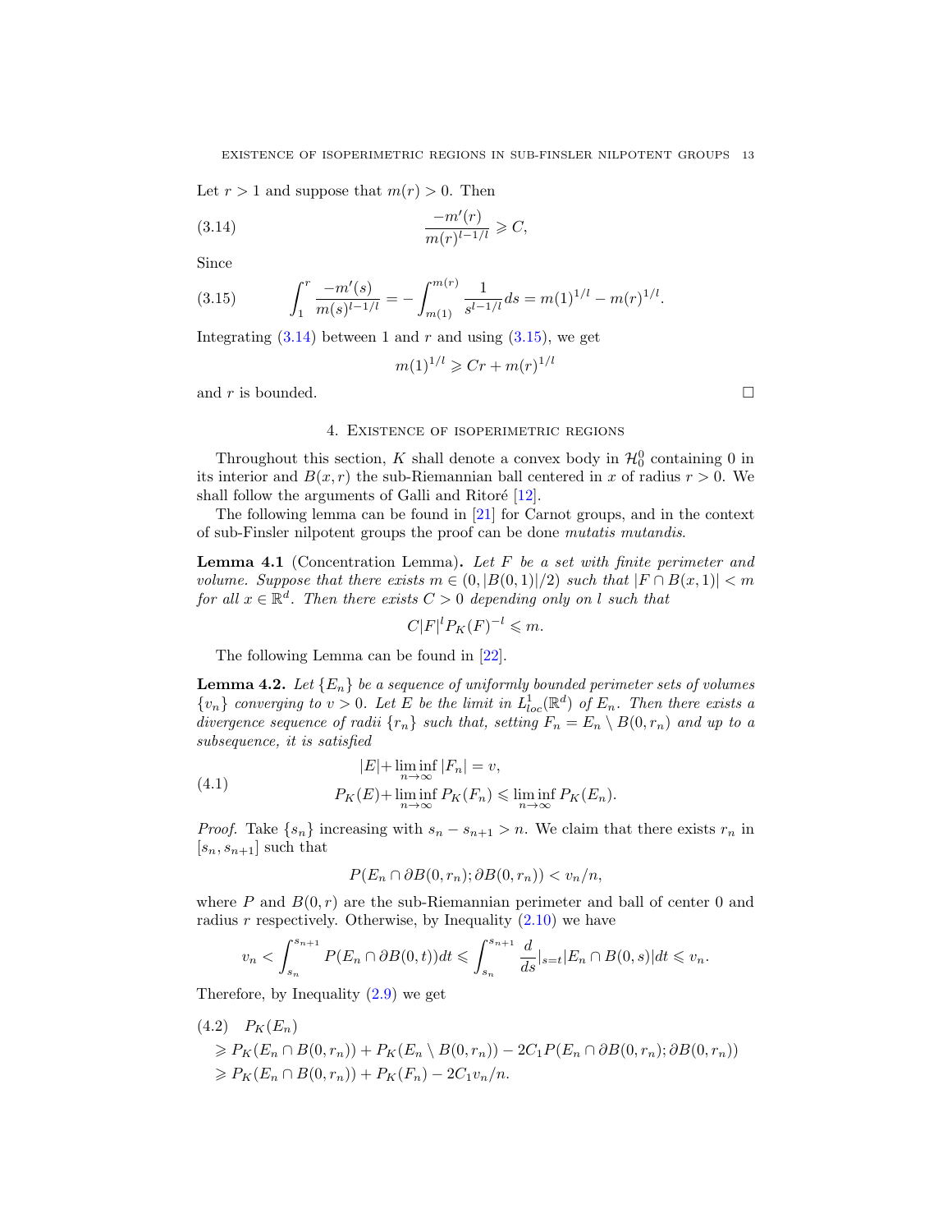Let $r > 1$ and suppose that $m(r) > 0$. Then

$$\frac{-m'(r)}{m(r)^{l-1/l}} \geqslant C, \tag{3.14}$$

Since

$$\int_1^r \frac{-m'(s)}{m(s)^{l-1/l}} = -\int_{m(1)}^{m(r)} \frac{1}{s^{l-1/l}} ds = m(1)^{1/l} - m(r)^{1/l}. \tag{3.15}$$

Integrating (3.14) between 1 and $r$ and using (3.15), we get

$$m(1)^{1/l} \geqslant Cr + m(r)^{1/l}$$

and $r$ is bounded. $\square$

## 4. Existence of isoperimetric regions

Throughout this section, $K$ shall denote a convex body in $\mathcal{H}_0^0$ containing 0 in its interior and $B(x, r)$ the sub-Riemannian ball centered in $x$ of radius $r > 0$. We shall follow the arguments of Galli and Ritoré [12].

The following lemma can be found in [21] for Carnot groups, and in the context of sub-Finsler nilpotent groups the proof can be done *mutatis mutandis*.

**Lemma 4.1** (Concentration Lemma)**.** *Let $F$ be a set with finite perimeter and volume. Suppose that there exists $m \in (0, |B(0,1)|/2)$ such that $|F \cap B(x, 1)| < m$ for all $x \in \mathbb{R}^d$. Then there exists $C > 0$ depending only on $l$ such that*

$$C|F|^l P_K(F)^{-l} \leqslant m.$$

The following Lemma can be found in [22].

**Lemma 4.2.** *Let $\{E_n\}$ be a sequence of uniformly bounded perimeter sets of volumes $\{v_n\}$ converging to $v > 0$. Let $E$ be the limit in $L^1_{loc}(\mathbb{R}^d)$ of $E_n$. Then there exists a divergence sequence of radii $\{r_n\}$ such that, setting $F_n = E_n \setminus B(0, r_n)$ and up to a subsequence, it is satisfied*

$$\begin{aligned} |E| + \liminf_{n\to\infty} |F_n| &= v, \\ P_K(E) + \liminf_{n\to\infty} P_K(F_n) &\leqslant \liminf_{n\to\infty} P_K(E_n). \end{aligned} \tag{4.1}$$

*Proof.* Take $\{s_n\}$ increasing with $s_n - s_{n+1} > n$. We claim that there exists $r_n$ in $[s_n, s_{n+1}]$ such that

$$P(E_n \cap \partial B(0, r_n); \partial B(0, r_n)) < v_n/n,$$

where $P$ and $B(0, r)$ are the sub-Riemannian perimeter and ball of center 0 and radius $r$ respectively. Otherwise, by Inequality (2.10) we have

$$v_n < \int_{s_n}^{s_{n+1}} P(E_n \cap \partial B(0,t))dt \leqslant \int_{s_n}^{s_{n+1}} \frac{d}{ds}\Big|_{s=t} |E_n \cap B(0,s)| dt \leqslant v_n.$$

Therefore, by Inequality (2.9) we get

$$\begin{aligned} &P_K(E_n) \\ &\geqslant P_K(E_n \cap B(0, r_n)) + P_K(E_n \setminus B(0, r_n)) - 2C_1 P(E_n \cap \partial B(0, r_n); \partial B(0, r_n)) \\ &\geqslant P_K(E_n \cap B(0, r_n)) + P_K(F_n) - 2C_1 v_n/n. \end{aligned} \tag{4.2}$$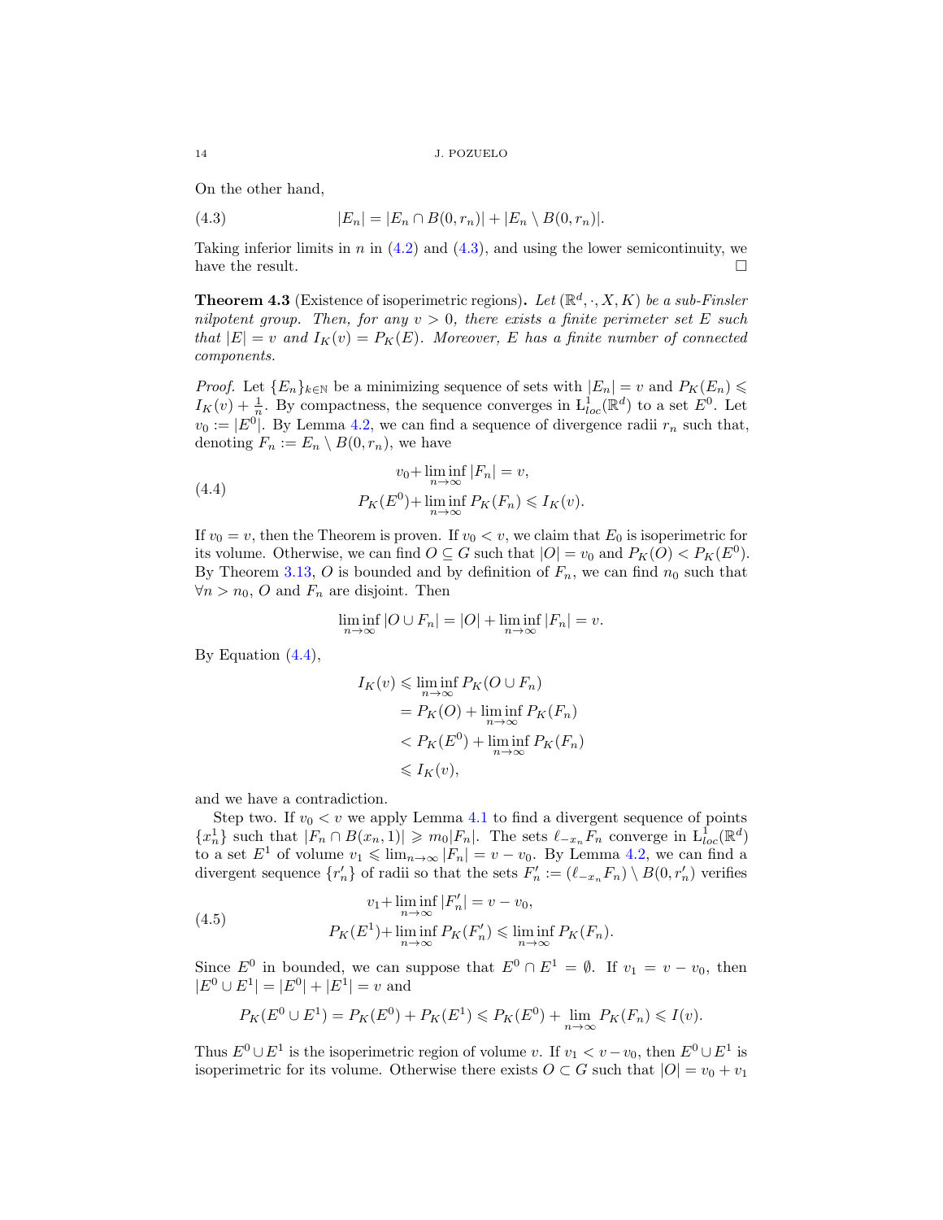On the other hand,

$$|E_n| = |E_n \cap B(0, r_n)| + |E_n \setminus B(0, r_n)|. \tag{4.3}$$

Taking inferior limits in $n$ in (4.2) and (4.3), and using the lower semicontinuity, we have the result. $\square$

**Theorem 4.3** (Existence of isoperimetric regions)**.** *Let $(\mathbb{R}^d, \cdot, X, K)$ be a sub-Finsler nilpotent group. Then, for any $v > 0$, there exists a finite perimeter set $E$ such that $|E| = v$ and $I_K(v) = P_K(E)$. Moreover, $E$ has a finite number of connected components.*

*Proof.* Let $\{E_n\}_{k\in\mathbb{N}}$ be a minimizing sequence of sets with $|E_n| = v$ and $P_K(E_n) \leqslant I_K(v) + \frac{1}{n}$. By compactness, the sequence converges in $L^1_{loc}(\mathbb{R}^d)$ to a set $E^0$. Let $v_0 := |E^0|$. By Lemma 4.2, we can find a sequence of divergence radii $r_n$ such that, denoting $F_n := E_n \setminus B(0, r_n)$, we have

$$\begin{aligned} v_0 + \liminf_{n\to\infty} |F_n| &= v, \\ P_K(E^0) + \liminf_{n\to\infty} P_K(F_n) &\leqslant I_K(v). \end{aligned} \tag{4.4}$$

If $v_0 = v$, then the Theorem is proven. If $v_0 < v$, we claim that $E_0$ is isoperimetric for its volume. Otherwise, we can find $O \subseteq G$ such that $|O| = v_0$ and $P_K(O) < P_K(E^0)$. By Theorem 3.13, $O$ is bounded and by definition of $F_n$, we can find $n_0$ such that $\forall n > n_0$, $O$ and $F_n$ are disjoint. Then

$$\liminf_{n\to\infty} |O \cup F_n| = |O| + \liminf_{n\to\infty} |F_n| = v.$$

By Equation (4.4),

$$\begin{aligned} I_K(v) &\leqslant \liminf_{n\to\infty} P_K(O \cup F_n) \\ &= P_K(O) + \liminf_{n\to\infty} P_K(F_n) \\ &< P_K(E^0) + \liminf_{n\to\infty} P_K(F_n) \\ &\leqslant I_K(v), \end{aligned}$$

and we have a contradiction.

Step two. If $v_0 < v$ we apply Lemma 4.1 to find a divergent sequence of points $\{x_n^1\}$ such that $|F_n \cap B(x_n, 1)| \geqslant m_0 |F_n|$. The sets $\ell_{-x_n} F_n$ converge in $L^1_{loc}(\mathbb{R}^d)$ to a set $E^1$ of volume $v_1 \leqslant \lim_{n\to\infty} |F_n| = v - v_0$. By Lemma 4.2, we can find a divergent sequence $\{r_n'\}$ of radii so that the sets $F_n' := (\ell_{-x_n} F_n) \setminus B(0, r_n')$ verifies

$$\begin{aligned} v_1 + \liminf_{n\to\infty} |F_n'| &= v - v_0, \\ P_K(E^1) + \liminf_{n\to\infty} P_K(F_n') &\leqslant \liminf_{n\to\infty} P_K(F_n). \end{aligned} \tag{4.5}$$

Since $E^0$ in bounded, we can suppose that $E^0 \cap E^1 = \emptyset$. If $v_1 = v - v_0$, then $|E^0 \cup E^1| = |E^0| + |E^1| = v$ and

$$P_K(E^0 \cup E^1) = P_K(E^0) + P_K(E^1) \leqslant P_K(E^0) + \lim_{n\to\infty} P_K(F_n) \leqslant I(v).$$

Thus $E^0 \cup E^1$ is the isoperimetric region of volume $v$. If $v_1 < v - v_0$, then $E^0 \cup E^1$ is isoperimetric for its volume. Otherwise there exists $O \subset G$ such that $|O| = v_0 + v_1$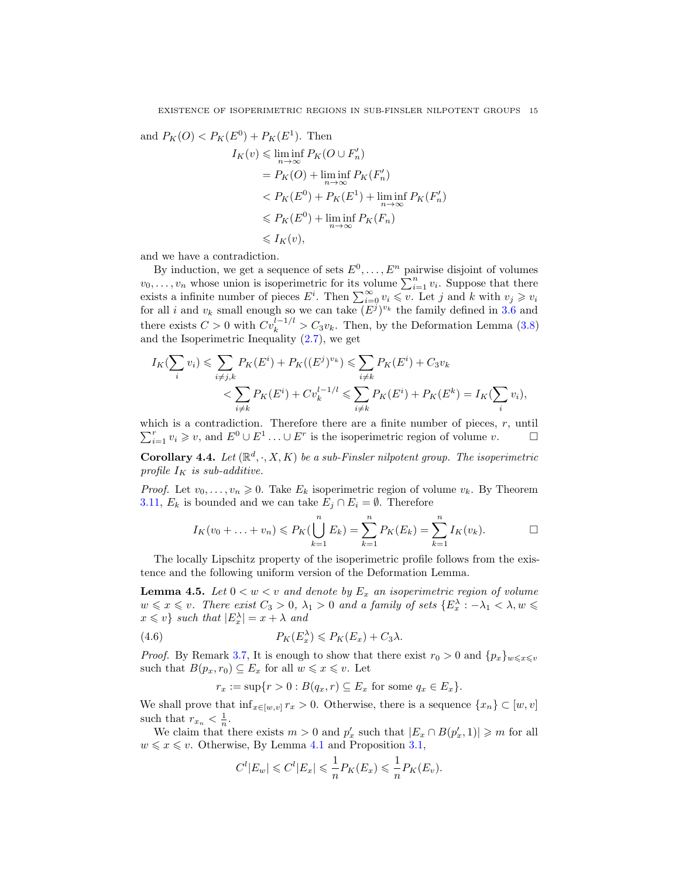and $P_K(O) < P_K(E^0) + P_K(E^1)$. Then

$$\begin{aligned}
I_K(v) &\leqslant \liminf_{n\to\infty} P_K(O \cup F'_n) \\
&= P_K(O) + \liminf_{n\to\infty} P_K(F'_n) \\
&< P_K(E^0) + P_K(E^1) + \liminf_{n\to\infty} P_K(F'_n) \\
&\leqslant P_K(E^0) + \liminf_{n\to\infty} P_K(F_n) \\
&\leqslant I_K(v),
\end{aligned}$$

and we have a contradiction.

By induction, we get a sequence of sets $E^0, \ldots, E^n$ pairwise disjoint of volumes $v_0, \ldots, v_n$ whose union is isoperimetric for its volume $\sum_{i=1}^n v_i$. Suppose that there exists a infinite number of pieces $E^i$. Then $\sum_{i=0}^\infty v_i \leqslant v$. Let $j$ and $k$ with $v_j \geqslant v_i$ for all $i$ and $v_k$ small enough so we can take $(E^j)^{v_k}$ the family defined in 3.6 and there exists $C > 0$ with $Cv_k^{l-1/l} > C_3 v_k$. Then, by the Deformation Lemma (3.8) and the Isoperimetric Inequality (2.7), we get

$$\begin{aligned}
I_K(\sum_i v_i) &\leqslant \sum_{i\neq j,k} P_K(E^i) + P_K((E^j)^{v_k}) \leqslant \sum_{i\neq k} P_K(E^i) + C_3 v_k \\
&< \sum_{i\neq k} P_K(E^i) + Cv_k^{l-1/l} \leqslant \sum_{i\neq k} P_K(E^i) + P_K(E^k) = I_K(\sum_i v_i),
\end{aligned}$$

which is a contradiction. Therefore there are a finite number of pieces, $r$, until $\sum_{i=1}^r v_i \geqslant v$, and $E^0 \cup E^1 \ldots \cup E^r$ is the isoperimetric region of volume $v$. $\square$

**Corollary 4.4.** *Let $(\mathbb{R}^d, \cdot, X, K)$ be a sub-Finsler nilpotent group. The isoperimetric profile $I_K$ is sub-additive.*

*Proof.* Let $v_0, \ldots, v_n \geqslant 0$. Take $E_k$ isoperimetric region of volume $v_k$. By Theorem 3.11, $E_k$ is bounded and we can take $E_j \cap E_i = \emptyset$. Therefore

$$I_K(v_0 + \ldots + v_n) \leqslant P_K(\bigcup_{k=1}^n E_k) = \sum_{k=1}^n P_K(E_k) = \sum_{k=1}^n I_K(v_k). \qquad \square$$

The locally Lipschitz property of the isoperimetric profile follows from the existence and the following uniform version of the Deformation Lemma.

**Lemma 4.5.** *Let $0 < w < v$ and denote by $E_x$ an isoperimetric region of volume $w \leqslant x \leqslant v$. There exist $C_3 > 0$, $\lambda_1 > 0$ and a family of sets $\{E_x^\lambda : -\lambda_1 < \lambda, w \leqslant x \leqslant v\}$ such that $|E_x^\lambda| = x + \lambda$ and*

$$P_K(E_x^\lambda) \leqslant P_K(E_x) + C_3\lambda. \tag{4.6}$$

*Proof.* By Remark 3.7, It is enough to show that there exist $r_0 > 0$ and $\{p_x\}_{w\leqslant x\leqslant v}$ such that $B(p_x, r_0) \subseteq E_x$ for all $w \leqslant x \leqslant v$. Let

$$r_x := \sup\{r > 0 : B(q_x, r) \subseteq E_x \text{ for some } q_x \in E_x\}.$$

We shall prove that $\inf_{x\in[w,v]} r_x > 0$. Otherwise, there is a sequence $\{x_n\} \subset [w, v]$ such that $r_{x_n} < \frac{1}{n}$.

We claim that there exists $m > 0$ and $p'_x$ such that $|E_x \cap B(p'_x, 1)| \geqslant m$ for all $w \leqslant x \leqslant v$. Otherwise, By Lemma 4.1 and Proposition 3.1,

$$C^l|E_w| \leqslant C^l|E_x| \leqslant \frac{1}{n} P_K(E_x) \leqslant \frac{1}{n} P_K(E_v).$$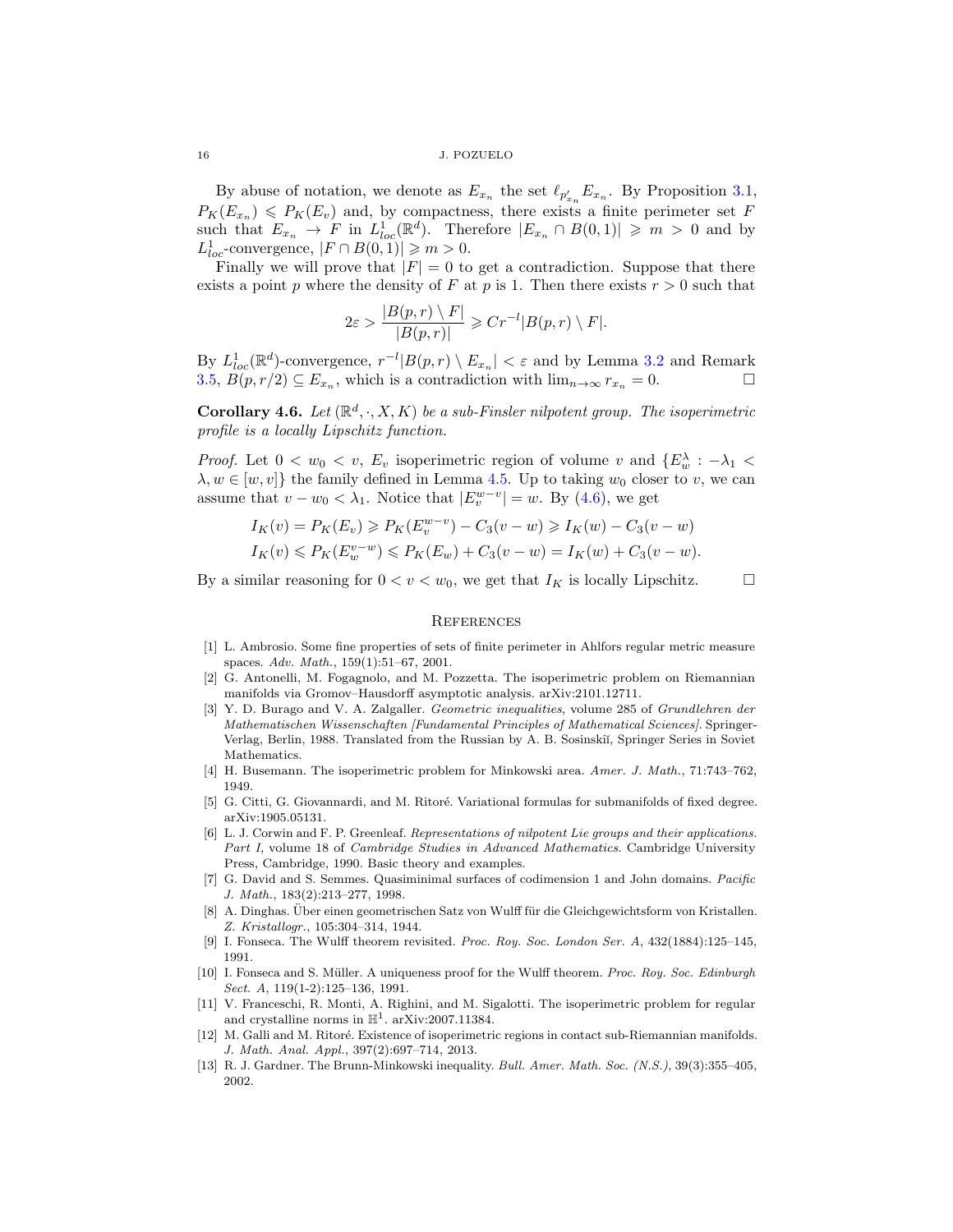By abuse of notation, we denote as $E_{x_n}$ the set $\ell_{p'_{x_n}} E_{x_n}$. By Proposition 3.1, $P_K(E_{x_n}) \leqslant P_K(E_v)$ and, by compactness, there exists a finite perimeter set $F$ such that $E_{x_n} \to F$ in $L^1_{loc}(\mathbb{R}^d)$. Therefore $|E_{x_n} \cap B(0,1)| \geqslant m > 0$ and by $L^1_{loc}$-convergence, $|F \cap B(0,1)| \geqslant m > 0$.

Finally we will prove that $|F| = 0$ to get a contradiction. Suppose that there exists a point $p$ where the density of $F$ at $p$ is 1. Then there exists $r > 0$ such that

$$2\varepsilon > \frac{|B(p,r) \setminus F|}{|B(p,r)|} \geqslant C r^{-l} |B(p,r) \setminus F|.$$

By $L^1_{loc}(\mathbb{R}^d)$-convergence, $r^{-l}|B(p,r) \setminus E_{x_n}| < \varepsilon$ and by Lemma 3.2 and Remark 3.5, $B(p, r/2) \subseteq E_{x_n}$, which is a contradiction with $\lim_{n\to\infty} r_{x_n} = 0$. □

**Corollary 4.6.** *Let $(\mathbb{R}^d, \cdot, X, K)$ be a sub-Finsler nilpotent group. The isoperimetric profile is a locally Lipschitz function.*

*Proof.* Let $0 < w_0 < v$, $E_v$ isoperimetric region of volume $v$ and $\{E^\lambda_w : -\lambda_1 < \lambda, w \in [w, v]\}$ the family defined in Lemma 4.5. Up to taking $w_0$ closer to $v$, we can assume that $v - w_0 < \lambda_1$. Notice that $|E^{w-v}_v| = w$. By (4.6), we get

$$I_K(v) = P_K(E_v) \geqslant P_K(E^{w-v}_v) - C_3(v-w) \geqslant I_K(w) - C_3(v-w)$$
$$I_K(v) \leqslant P_K(E^{v-w}_w) \leqslant P_K(E_w) + C_3(v-w) = I_K(w) + C_3(v-w).$$

By a similar reasoning for $0 < v < w_0$, we get that $I_K$ is locally Lipschitz. □

## References

[1] L. Ambrosio. Some fine properties of sets of finite perimeter in Ahlfors regular metric measure spaces. *Adv. Math.*, 159(1):51–67, 2001.

[2] G. Antonelli, M. Fogagnolo, and M. Pozzetta. The isoperimetric problem on Riemannian manifolds via Gromov–Hausdorff asymptotic analysis. arXiv:2101.12711.

[3] Y. D. Burago and V. A. Zalgaller. *Geometric inequalities*, volume 285 of *Grundlehren der Mathematischen Wissenschaften [Fundamental Principles of Mathematical Sciences]*. Springer-Verlag, Berlin, 1988. Translated from the Russian by A. B. Sosinskiĭ, Springer Series in Soviet Mathematics.

[4] H. Busemann. The isoperimetric problem for Minkowski area. *Amer. J. Math.*, 71:743–762, 1949.

[5] G. Citti, G. Giovannardi, and M. Ritoré. Variational formulas for submanifolds of fixed degree. arXiv:1905.05131.

[6] L. J. Corwin and F. P. Greenleaf. *Representations of nilpotent Lie groups and their applications. Part I*, volume 18 of *Cambridge Studies in Advanced Mathematics*. Cambridge University Press, Cambridge, 1990. Basic theory and examples.

[7] G. David and S. Semmes. Quasiminimal surfaces of codimension 1 and John domains. *Pacific J. Math.*, 183(2):213–277, 1998.

[8] A. Dinghas. Über einen geometrischen Satz von Wulff für die Gleichgewichtsform von Kristallen. *Z. Kristallogr.*, 105:304–314, 1944.

[9] I. Fonseca. The Wulff theorem revisited. *Proc. Roy. Soc. London Ser. A*, 432(1884):125–145, 1991.

[10] I. Fonseca and S. Müller. A uniqueness proof for the Wulff theorem. *Proc. Roy. Soc. Edinburgh Sect. A*, 119(1-2):125–136, 1991.

[11] V. Franceschi, R. Monti, A. Righini, and M. Sigalotti. The isoperimetric problem for regular and crystalline norms in $\mathbb{H}^1$. arXiv:2007.11384.

[12] M. Galli and M. Ritoré. Existence of isoperimetric regions in contact sub-Riemannian manifolds. *J. Math. Anal. Appl.*, 397(2):697–714, 2013.

[13] R. J. Gardner. The Brunn-Minkowski inequality. *Bull. Amer. Math. Soc. (N.S.)*, 39(3):355–405, 2002.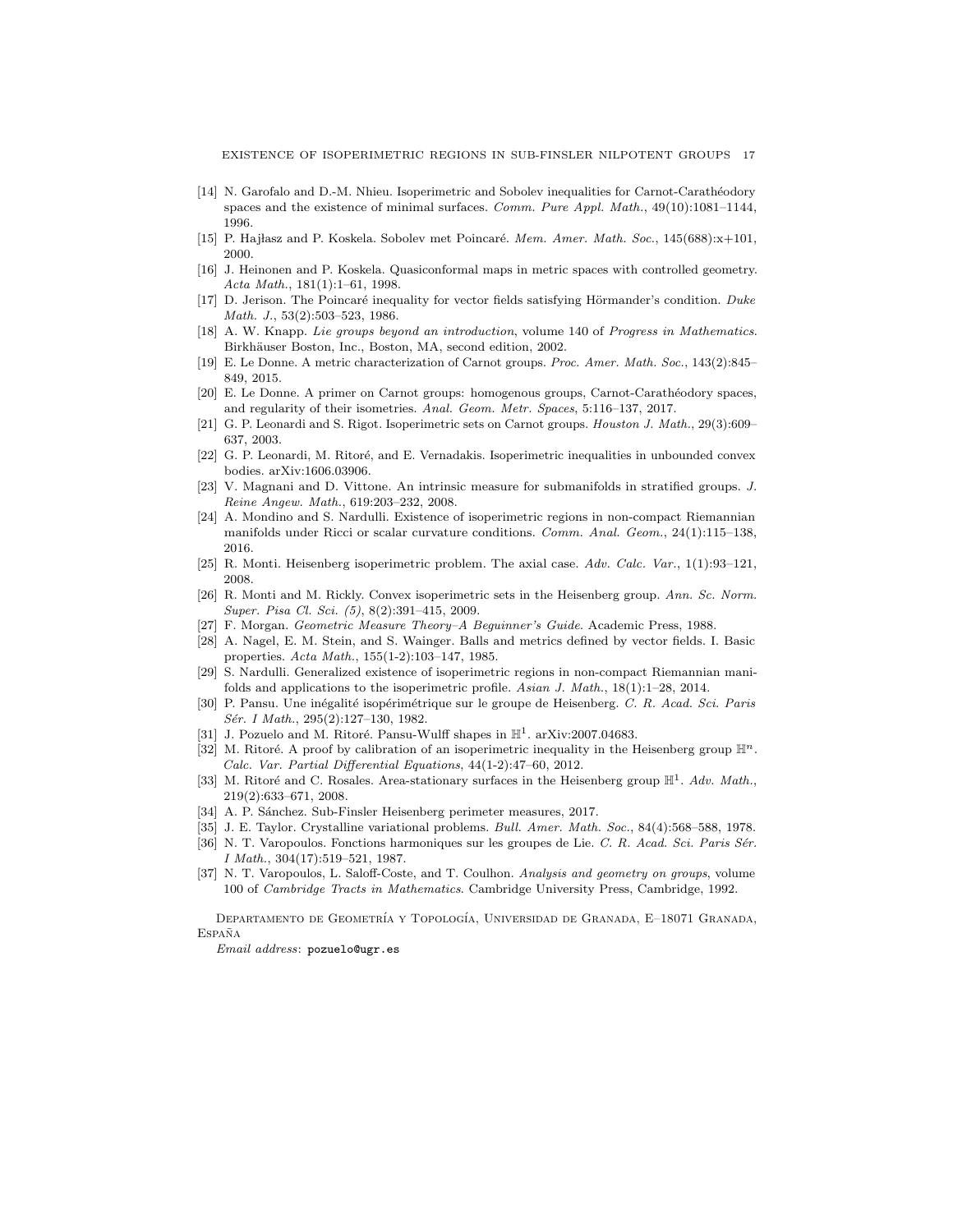[14] N. Garofalo and D.-M. Nhieu. Isoperimetric and Sobolev inequalities for Carnot-Carathéodory spaces and the existence of minimal surfaces. *Comm. Pure Appl. Math.*, 49(10):1081–1144, 1996.

[15] P. Hajłasz and P. Koskela. Sobolev met Poincaré. *Mem. Amer. Math. Soc.*, 145(688):x+101, 2000.

[16] J. Heinonen and P. Koskela. Quasiconformal maps in metric spaces with controlled geometry. *Acta Math.*, 181(1):1–61, 1998.

[17] D. Jerison. The Poincaré inequality for vector fields satisfying Hörmander's condition. *Duke Math. J.*, 53(2):503–523, 1986.

[18] A. W. Knapp. *Lie groups beyond an introduction*, volume 140 of *Progress in Mathematics*. Birkhäuser Boston, Inc., Boston, MA, second edition, 2002.

[19] E. Le Donne. A metric characterization of Carnot groups. *Proc. Amer. Math. Soc.*, 143(2):845–849, 2015.

[20] E. Le Donne. A primer on Carnot groups: homogenous groups, Carnot-Carathéodory spaces, and regularity of their isometries. *Anal. Geom. Metr. Spaces*, 5:116–137, 2017.

[21] G. P. Leonardi and S. Rigot. Isoperimetric sets on Carnot groups. *Houston J. Math.*, 29(3):609–637, 2003.

[22] G. P. Leonardi, M. Ritoré, and E. Vernadakis. Isoperimetric inequalities in unbounded convex bodies. arXiv:1606.03906.

[23] V. Magnani and D. Vittone. An intrinsic measure for submanifolds in stratified groups. *J. Reine Angew. Math.*, 619:203–232, 2008.

[24] A. Mondino and S. Nardulli. Existence of isoperimetric regions in non-compact Riemannian manifolds under Ricci or scalar curvature conditions. *Comm. Anal. Geom.*, 24(1):115–138, 2016.

[25] R. Monti. Heisenberg isoperimetric problem. The axial case. *Adv. Calc. Var.*, 1(1):93–121, 2008.

[26] R. Monti and M. Rickly. Convex isoperimetric sets in the Heisenberg group. *Ann. Sc. Norm. Super. Pisa Cl. Sci. (5)*, 8(2):391–415, 2009.

[27] F. Morgan. *Geometric Measure Theory–A Beguinner's Guide*. Academic Press, 1988.

[28] A. Nagel, E. M. Stein, and S. Wainger. Balls and metrics defined by vector fields. I. Basic properties. *Acta Math.*, 155(1-2):103–147, 1985.

[29] S. Nardulli. Generalized existence of isoperimetric regions in non-compact Riemannian manifolds and applications to the isoperimetric profile. *Asian J. Math.*, 18(1):1–28, 2014.

[30] P. Pansu. Une inégalité isopérimétrique sur le groupe de Heisenberg. *C. R. Acad. Sci. Paris Sér. I Math.*, 295(2):127–130, 1982.

[31] J. Pozuelo and M. Ritoré. Pansu-Wulff shapes in $\mathbb{H}^1$. arXiv:2007.04683.

[32] M. Ritoré. A proof by calibration of an isoperimetric inequality in the Heisenberg group $\mathbb{H}^n$. *Calc. Var. Partial Differential Equations*, 44(1-2):47–60, 2012.

[33] M. Ritoré and C. Rosales. Area-stationary surfaces in the Heisenberg group $\mathbb{H}^1$. *Adv. Math.*, 219(2):633–671, 2008.

[34] A. P. Sánchez. Sub-Finsler Heisenberg perimeter measures, 2017.

[35] J. E. Taylor. Crystalline variational problems. *Bull. Amer. Math. Soc.*, 84(4):568–588, 1978.

[36] N. T. Varopoulos. Fonctions harmoniques sur les groupes de Lie. *C. R. Acad. Sci. Paris Sér. I Math.*, 304(17):519–521, 1987.

[37] N. T. Varopoulos, L. Saloff-Coste, and T. Coulhon. *Analysis and geometry on groups*, volume 100 of *Cambridge Tracts in Mathematics*. Cambridge University Press, Cambridge, 1992.

Departamento de Geometría y Topología, Universidad de Granada, E–18071 Granada, España

*Email address*: pozuelo@ugr.es